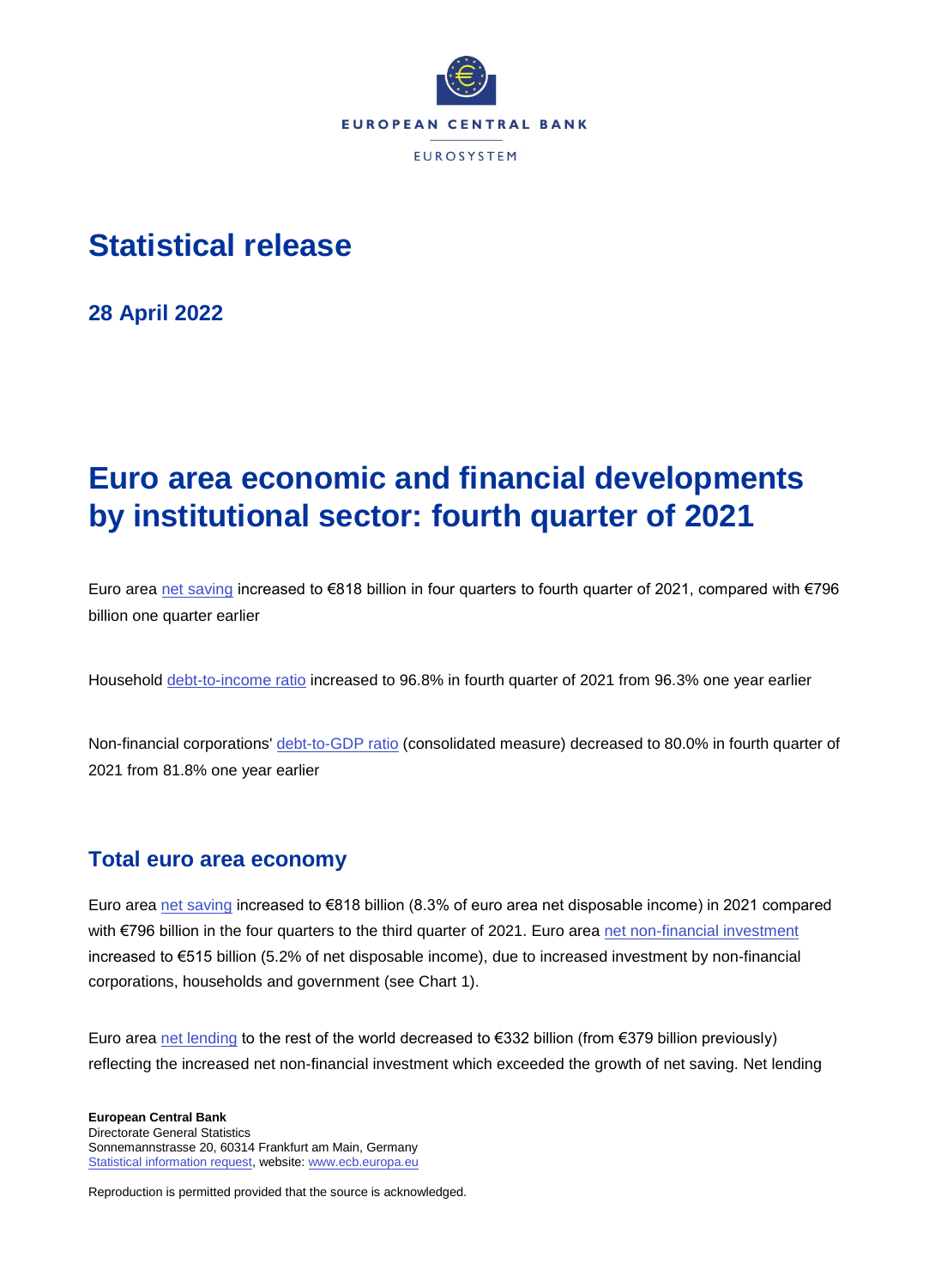EUROPEAN CENTRAL BANK

EUROSYSTEM

# Statistical release

**28 April 2022**

# Euro area economic and financial developments by institutional sector: fourth quarter of 2021

Euro area net saving increased to €818 billion in four quarters to fourth quarter of 2021, compared with €796 billion one quarter earlier

Household debt-to-income ratio increased to 96.8% in fourth quarter of 2021 from 96.3% one year earlier

Non-financial corporations' debt-to-GDP ratio (consolidated measure) decreased to 80.0% in fourth quarter of 2021 from 81.8% one year earlier

## Total euro area economy

Euro area net saving increased to €818 billion (8.3% of euro area net disposable income) in 2021 compared with €796 billion in the four quarters to the third quarter of 2021. Euro area net non-financial investment increased to €515 billion (5.2% of net disposable income), due to increased investment by non-financial corporations, households and government (see Chart 1).

Euro area net lending to the rest of the world decreased to €332 billion (from €379 billion previously) reflecting the increased net non-financial investment which exceeded the growth of net saving. Net lending

**European Central Bank**
Directorate General Statistics
Sonnemannstrasse 20, 60314 Frankfurt am Main, Germany
Statistical information request, website: www.ecb.europa.eu

Reproduction is permitted provided that the source is acknowledged.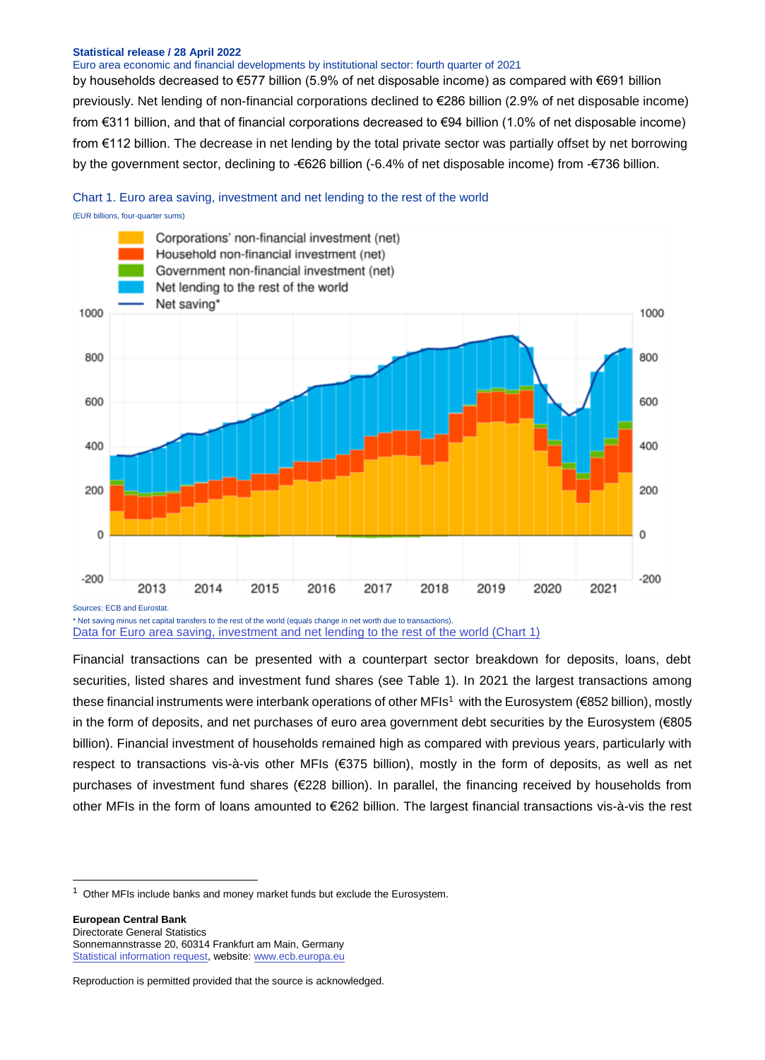by households decreased to €577 billion (5.9% of net disposable income) as compared with €691 billion previously. Net lending of non-financial corporations declined to €286 billion (2.9% of net disposable income) from €311 billion, and that of financial corporations decreased to €94 billion (1.0% of net disposable income) from €112 billion. The decrease in net lending by the total private sector was partially offset by net borrowing by the government sector, declining to -€626 billion (-6.4% of net disposable income) from -€736 billion.

Chart 1. Euro area saving, investment and net lending to the rest of the world

(EUR billions, four-quarter sums)

Sources: ECB and Eurostat.

* Net saving minus net capital transfers to the rest of the world (equals change in net worth due to transactions).

Data for Euro area saving, investment and net lending to the rest of the world (Chart 1)

Financial transactions can be presented with a counterpart sector breakdown for deposits, loans, debt securities, listed shares and investment fund shares (see Table 1). In 2021 the largest transactions among these financial instruments were interbank operations of other MFIs[1] with the Eurosystem (€852 billion), mostly in the form of deposits, and net purchases of euro area government debt securities by the Eurosystem (€805 billion). Financial investment of households remained high as compared with previous years, particularly with respect to transactions vis-à-vis other MFIs (€375 billion), mostly in the form of deposits, as well as net purchases of investment fund shares (€228 billion). In parallel, the financing received by households from other MFIs in the form of loans amounted to €262 billion. The largest financial transactions vis-à-vis the rest

[1] Other MFIs include banks and money market funds but exclude the Eurosystem.

**European Central Bank**
Directorate General Statistics
Sonnemannstrasse 20, 60314 Frankfurt am Main, Germany
Statistical information request, website: www.ecb.europa.eu

Reproduction is permitted provided that the source is acknowledged.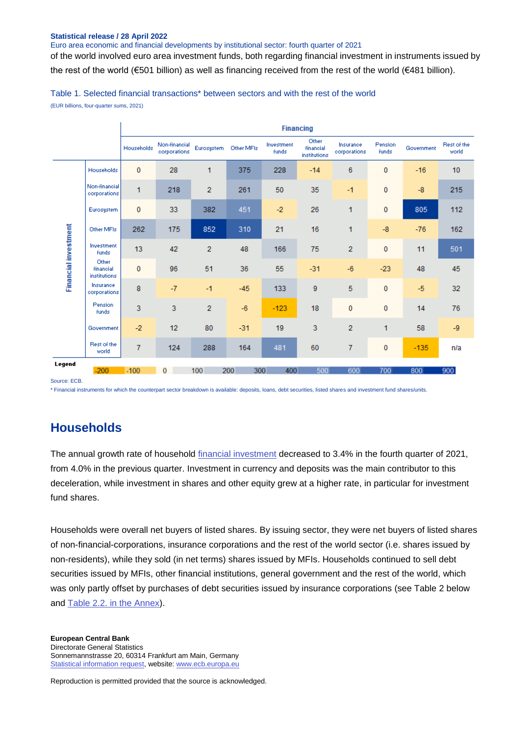of the world involved euro area investment funds, both regarding financial investment in instruments issued by the rest of the world (€501 billion) as well as financing received from the rest of the world (€481 billion).

Table 1. Selected financial transactions* between sectors and with the rest of the world

(EUR billions, four-quarter sums, 2021)

| | | Financing | | | | | | | | | |
|---|---|---|---|---|---|---|---|---|---|---|---|
| | | Households | Non-financial corporations | Eurosystem | Other MFIs | Investment funds | Other financial institutions | Insurance corporations | Pension funds | Government | Rest of the world |
| Financial investment | Households | 0 | 28 | 1 | 375 | 228 | -14 | 6 | 0 | -16 | 10 |
| | Non-financial corporations | 1 | 218 | 2 | 261 | 50 | 35 | -1 | 0 | -8 | 215 |
| | Eurosystem | 0 | 33 | 382 | 451 | -2 | 26 | 1 | 0 | 805 | 112 |
| | Other MFIs | 262 | 175 | 852 | 310 | 21 | 16 | 1 | -8 | -76 | 162 |
| | Investment funds | 13 | 42 | 2 | 48 | 166 | 75 | 2 | 0 | 11 | 501 |
| | Other financial institutions | 0 | 96 | 51 | 36 | 55 | -31 | -6 | -23 | 48 | 45 |
| | Insurance corporations | 8 | -7 | -1 | -45 | 133 | 9 | 5 | 0 | -5 | 32 |
| | Pension funds | 3 | 3 | 2 | -6 | -123 | 18 | 0 | 0 | 14 | 76 |
| | Government | -2 | 12 | 80 | -31 | 19 | 3 | 2 | 1 | 58 | -9 |
| | Rest of the world | 7 | 124 | 288 | 164 | 481 | 60 | 7 | 0 | -135 | n/a |

Legend: -200 -100 0 100 200 300 400 500 600 700 800 900

Source: ECB.

* Financial instruments for which the counterpart sector breakdown is available: deposits, loans, debt securities, listed shares and investment fund shares/units.

## Households

The annual growth rate of household financial investment decreased to 3.4% in the fourth quarter of 2021, from 4.0% in the previous quarter. Investment in currency and deposits was the main contributor to this deceleration, while investment in shares and other equity grew at a higher rate, in particular for investment fund shares.

Households were overall net buyers of listed shares. By issuing sector, they were net buyers of listed shares of non-financial-corporations, insurance corporations and the rest of the world sector (i.e. shares issued by non-residents), while they sold (in net terms) shares issued by MFIs. Households continued to sell debt securities issued by MFIs, other financial institutions, general government and the rest of the world, which was only partly offset by purchases of debt securities issued by insurance corporations (see Table 2 below and Table 2.2. in the Annex).

**European Central Bank**
Directorate General Statistics
Sonnemannstrasse 20, 60314 Frankfurt am Main, Germany
Statistical information request, website: www.ecb.europa.eu

Reproduction is permitted provided that the source is acknowledged.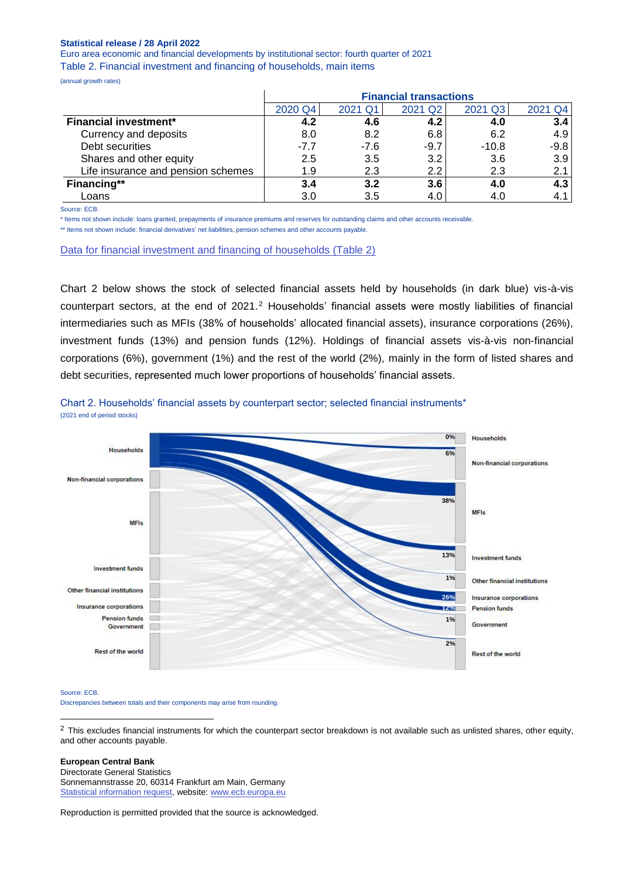**Statistical release / 28 April 2022**

Euro area economic and financial developments by institutional sector: fourth quarter of 2021

Table 2. Financial investment and financing of households, main items

(annual growth rates)

| | Financial transactions | | | | |
|---|---|---|---|---|---|
| | 2020 Q4 | 2021 Q1 | 2021 Q2 | 2021 Q3 | 2021 Q4 |
| **Financial investment*** | **4.2** | **4.6** | **4.2** | **4.0** | **3.4** |
| Currency and deposits | 8.0 | 8.2 | 6.8 | 6.2 | 4.9 |
| Debt securities | -7.7 | -7.6 | -9.7 | -10.8 | -9.8 |
| Shares and other equity | 2.5 | 3.5 | 3.2 | 3.6 | 3.9 |
| Life insurance and pension schemes | 1.9 | 2.3 | 2.2 | 2.3 | 2.1 |
| **Financing**** | **3.4** | **3.2** | **3.6** | **4.0** | **4.3** |
| Loans | 3.0 | 3.5 | 4.0 | 4.0 | 4.1 |

Source: ECB.

* Items not shown include: loans granted, prepayments of insurance premiums and reserves for outstanding claims and other accounts receivable.

** Items not shown include: financial derivatives' net liabilities, pension schemes and other accounts payable.

Data for financial investment and financing of households (Table 2)

Chart 2 below shows the stock of selected financial assets held by households (in dark blue) vis-à-vis counterpart sectors, at the end of 2021.[2] Households' financial assets were mostly liabilities of financial intermediaries such as MFIs (38% of households' allocated financial assets), insurance corporations (26%), investment funds (13%) and pension funds (12%). Holdings of financial assets vis-à-vis non-financial corporations (6%), government (1%) and the rest of the world (2%), mainly in the form of listed shares and debt securities, represented much lower proportions of households' financial assets.

Chart 2. Households' financial assets by counterpart sector; selected financial instruments*

(2021 end of period stocks)

Households | Non-financial corporations | MFIs | Investment funds | Other financial institutions | Insurance corporations | Pension funds | Government | Rest of the world

Households 0% | Non-financial corporations 6% | MFIs 38% | Investment funds 13% | Other financial institutions 1% | Insurance corporations 26% | Pension funds 12% | Government 1% | Rest of the world 2%

Source: ECB.

Discrepancies between totals and their components may arise from rounding.

[2] This excludes financial instruments for which the counterpart sector breakdown is not available such as unlisted shares, other equity, and other accounts payable.

**European Central Bank**

Directorate General Statistics

Sonnemannstrasse 20, 60314 Frankfurt am Main, Germany

Statistical information request, website: www.ecb.europa.eu

Reproduction is permitted provided that the source is acknowledged.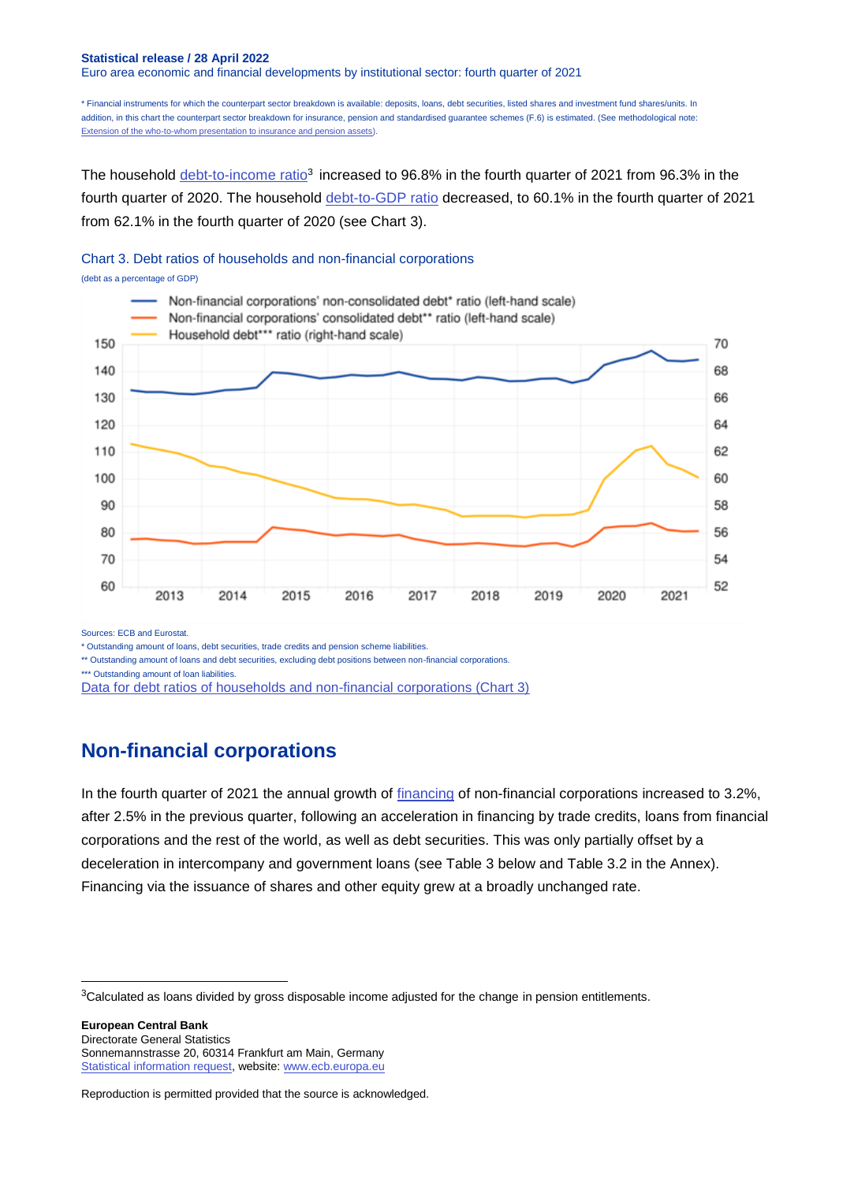\* Financial instruments for which the counterpart sector breakdown is available: deposits, loans, debt securities, listed shares and investment fund shares/units. In addition, in this chart the counterpart sector breakdown for insurance, pension and standardised guarantee schemes (F.6) is estimated. (See methodological note: Extension of the who-to-whom presentation to insurance and pension assets).

The household debt-to-income ratio[3] increased to 96.8% in the fourth quarter of 2021 from 96.3% in the fourth quarter of 2020. The household debt-to-GDP ratio decreased, to 60.1% in the fourth quarter of 2021 from 62.1% in the fourth quarter of 2020 (see Chart 3).

Chart 3. Debt ratios of households and non-financial corporations

(debt as a percentage of GDP)

Sources: ECB and Eurostat.

\* Outstanding amount of loans, debt securities, trade credits and pension scheme liabilities.

\*\* Outstanding amount of loans and debt securities, excluding debt positions between non-financial corporations.

\*\*\* Outstanding amount of loan liabilities.

Data for debt ratios of households and non-financial corporations (Chart 3)

## Non-financial corporations

In the fourth quarter of 2021 the annual growth of financing of non-financial corporations increased to 3.2%, after 2.5% in the previous quarter, following an acceleration in financing by trade credits, loans from financial corporations and the rest of the world, as well as debt securities. This was only partially offset by a deceleration in intercompany and government loans (see Table 3 below and Table 3.2 in the Annex). Financing via the issuance of shares and other equity grew at a broadly unchanged rate.

[3] Calculated as loans divided by gross disposable income adjusted for the change in pension entitlements.

**European Central Bank**
Directorate General Statistics
Sonnemannstrasse 20, 60314 Frankfurt am Main, Germany
Statistical information request, website: www.ecb.europa.eu

Reproduction is permitted provided that the source is acknowledged.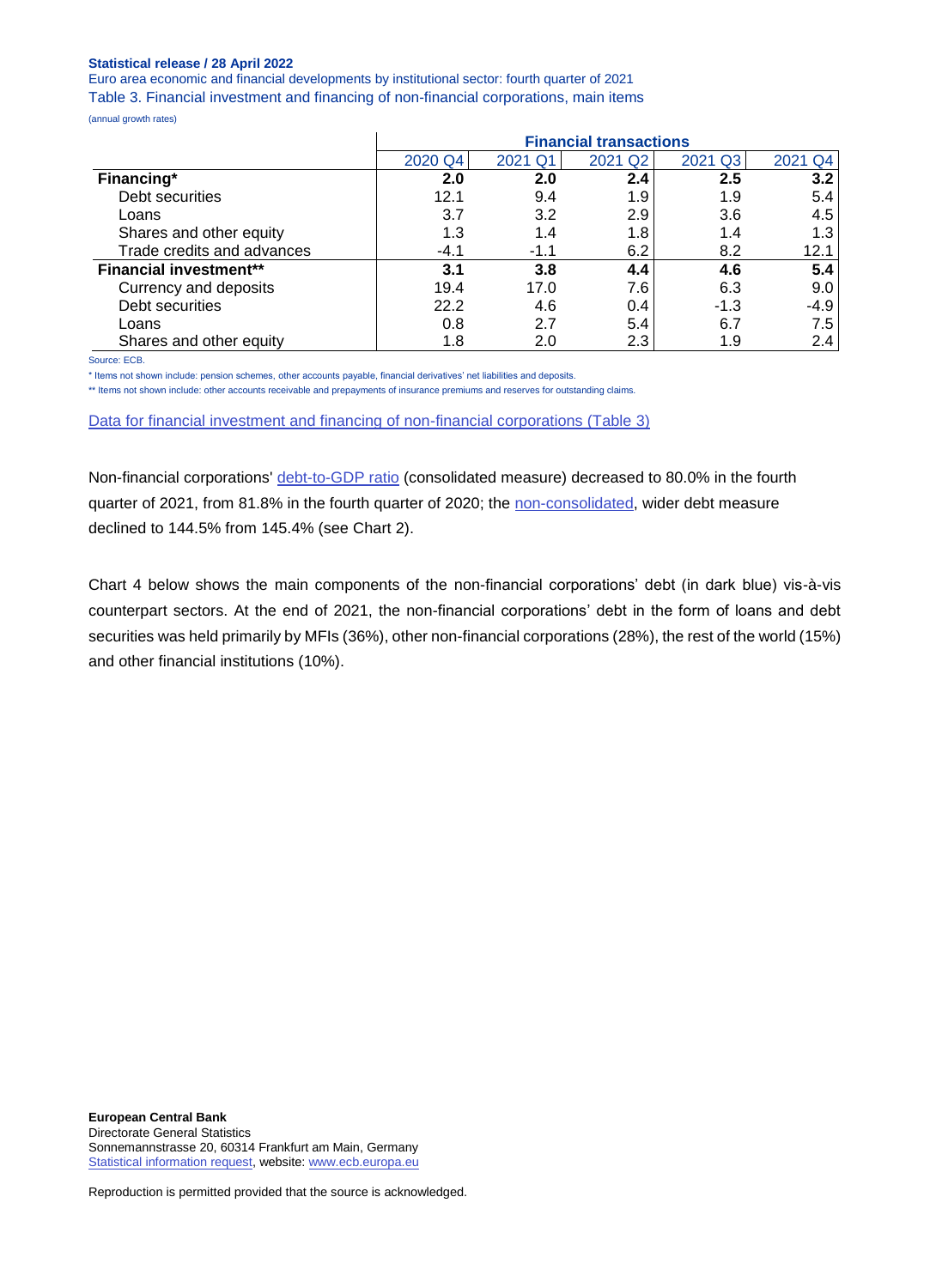Table 3. Financial investment and financing of non-financial corporations, main items

(annual growth rates)

| | Financial transactions | | | | |
|---|---|---|---|---|---|
| | 2020 Q4 | 2021 Q1 | 2021 Q2 | 2021 Q3 | 2021 Q4 |
| **Financing*** | **2.0** | **2.0** | **2.4** | **2.5** | **3.2** |
| Debt securities | 12.1 | 9.4 | 1.9 | 1.9 | 5.4 |
| Loans | 3.7 | 3.2 | 2.9 | 3.6 | 4.5 |
| Shares and other equity | 1.3 | 1.4 | 1.8 | 1.4 | 1.3 |
| Trade credits and advances | -4.1 | -1.1 | 6.2 | 8.2 | 12.1 |
| **Financial investment**** | **3.1** | **3.8** | **4.4** | **4.6** | **5.4** |
| Currency and deposits | 19.4 | 17.0 | 7.6 | 6.3 | 9.0 |
| Debt securities | 22.2 | 4.6 | 0.4 | -1.3 | -4.9 |
| Loans | 0.8 | 2.7 | 5.4 | 6.7 | 7.5 |
| Shares and other equity | 1.8 | 2.0 | 2.3 | 1.9 | 2.4 |

Source: ECB.

* Items not shown include: pension schemes, other accounts payable, financial derivatives' net liabilities and deposits.

** Items not shown include: other accounts receivable and prepayments of insurance premiums and reserves for outstanding claims.

Data for financial investment and financing of non-financial corporations (Table 3)

Non-financial corporations' debt-to-GDP ratio (consolidated measure) decreased to 80.0% in the fourth quarter of 2021, from 81.8% in the fourth quarter of 2020; the non-consolidated, wider debt measure declined to 144.5% from 145.4% (see Chart 2).

Chart 4 below shows the main components of the non-financial corporations' debt (in dark blue) vis-à-vis counterpart sectors. At the end of 2021, the non-financial corporations' debt in the form of loans and debt securities was held primarily by MFIs (36%), other non-financial corporations (28%), the rest of the world (15%) and other financial institutions (10%).

**European Central Bank**
Directorate General Statistics
Sonnemannstrasse 20, 60314 Frankfurt am Main, Germany
Statistical information request, website: www.ecb.europa.eu

Reproduction is permitted provided that the source is acknowledged.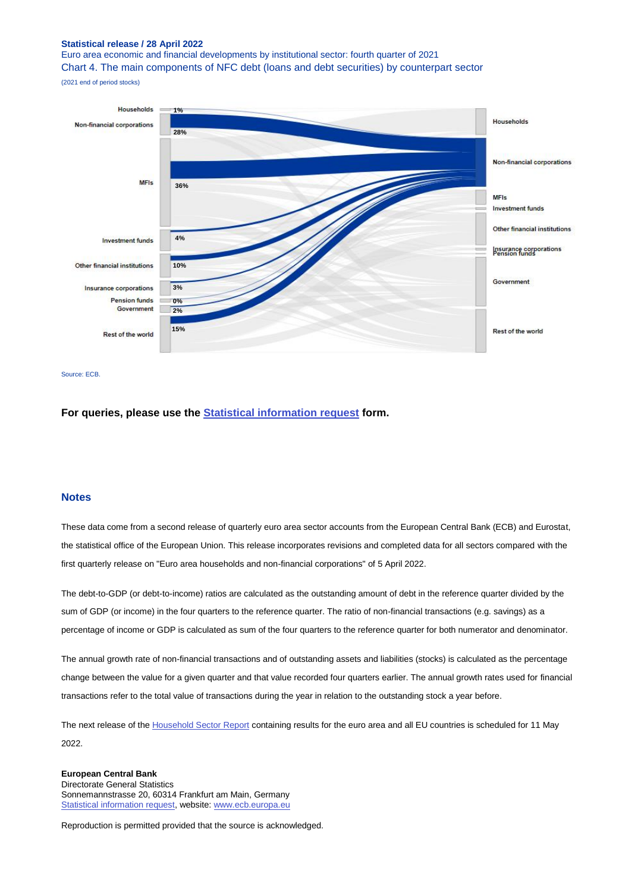**Statistical release / 28 April 2022**

Euro area economic and financial developments by institutional sector: fourth quarter of 2021

Chart 4. The main components of NFC debt (loans and debt securities) by counterpart sector

(2021 end of period stocks)

Households 1%
Non-financial corporations 28%
MFIs 36%
Investment funds 4%
Other financial institutions 10%
Insurance corporations 3%
Pension funds 0%
Government 2%
Rest of the world 15%

Households
Non-financial corporations
MFIs
Investment funds
Other financial institutions
Insurance corporations
Pension funds
Government
Rest of the world

Source: ECB.

**For queries, please use the [Statistical information request](#) form.**

## Notes

These data come from a second release of quarterly euro area sector accounts from the European Central Bank (ECB) and Eurostat, the statistical office of the European Union. This release incorporates revisions and completed data for all sectors compared with the first quarterly release on "Euro area households and non-financial corporations" of 5 April 2022.

The debt-to-GDP (or debt-to-income) ratios are calculated as the outstanding amount of debt in the reference quarter divided by the sum of GDP (or income) in the four quarters to the reference quarter. The ratio of non-financial transactions (e.g. savings) as a percentage of income or GDP is calculated as sum of the four quarters to the reference quarter for both numerator and denominator.

The annual growth rate of non-financial transactions and of outstanding assets and liabilities (stocks) is calculated as the percentage change between the value for a given quarter and that value recorded four quarters earlier. The annual growth rates used for financial transactions refer to the total value of transactions during the year in relation to the outstanding stock a year before.

The next release of the [Household Sector Report](#) containing results for the euro area and all EU countries is scheduled for 11 May 2022.

**European Central Bank**
Directorate General Statistics
Sonnemannstrasse 20, 60314 Frankfurt am Main, Germany
[Statistical information request](#), website: [www.ecb.europa.eu](#)

Reproduction is permitted provided that the source is acknowledged.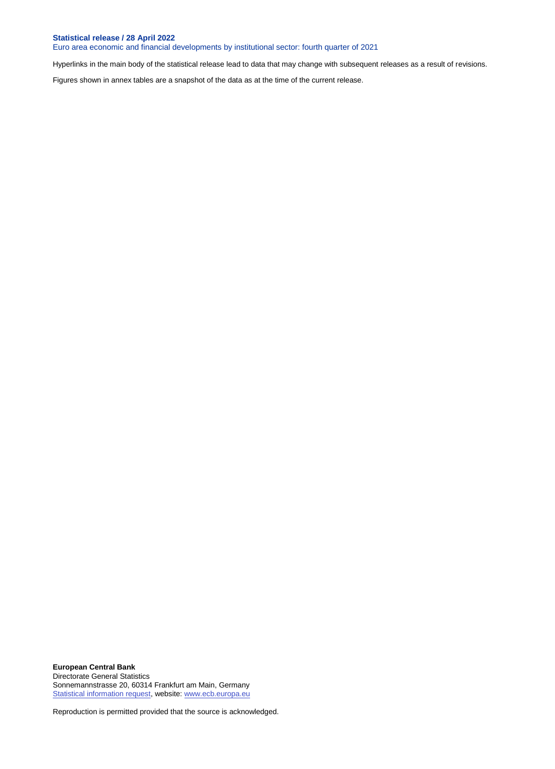Hyperlinks in the main body of the statistical release lead to data that may change with subsequent releases as a result of revisions.

Figures shown in annex tables are a snapshot of the data as at the time of the current release.

**European Central Bank**
Directorate General Statistics
Sonnemannstrasse 20, 60314 Frankfurt am Main, Germany
Statistical information request, website: www.ecb.europa.eu

Reproduction is permitted provided that the source is acknowledged.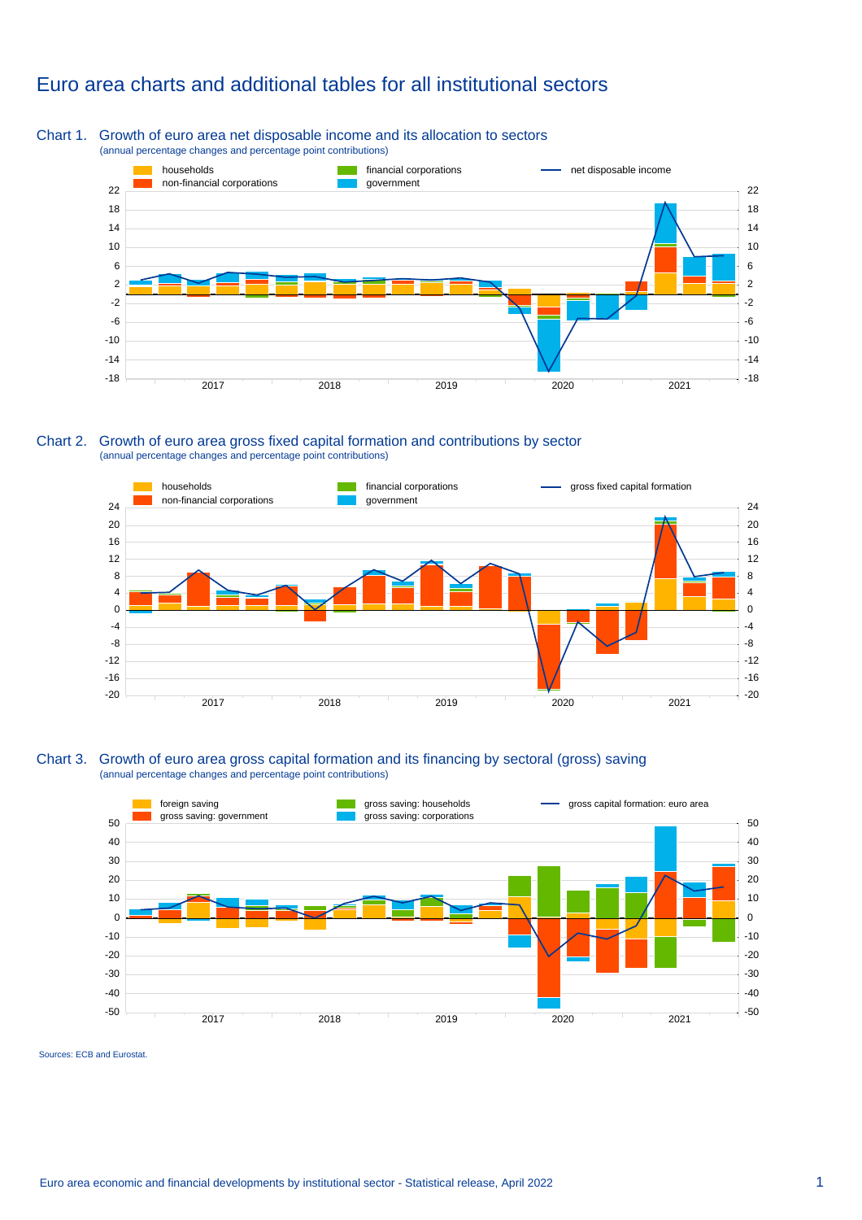# Euro area charts and additional tables for all institutional sectors

**Chart 1.** Growth of euro area net disposable income and its allocation to sectors
(annual percentage changes and percentage point contributions)

**Chart 2.** Growth of euro area gross fixed capital formation and contributions by sector
(annual percentage changes and percentage point contributions)

**Chart 3.** Growth of euro area gross capital formation and its financing by sectoral (gross) saving
(annual percentage changes and percentage point contributions)

Sources: ECB and Eurostat.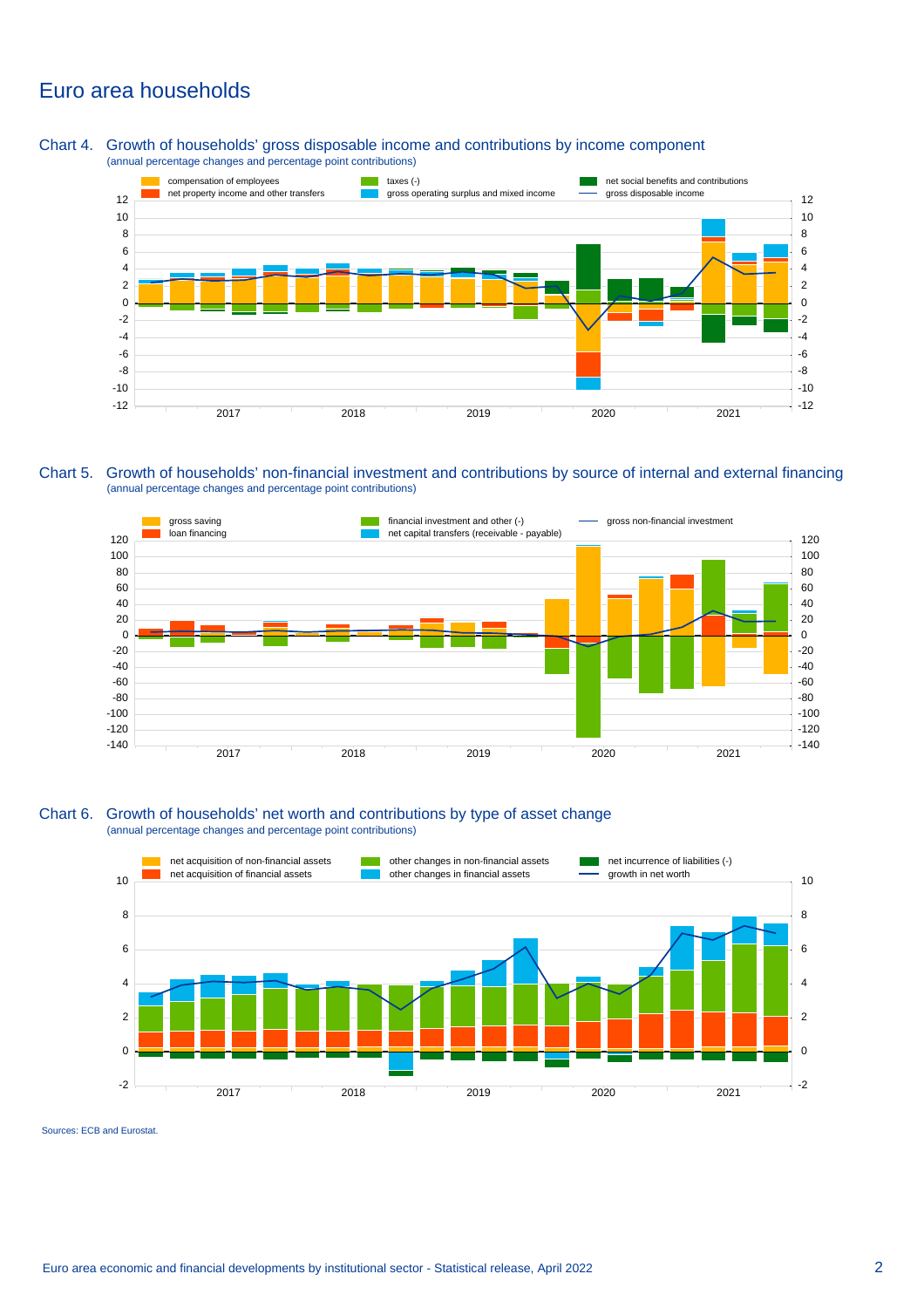# Euro area households

**Chart 4. Growth of households' gross disposable income and contributions by income component**
(annual percentage changes and percentage point contributions)

Legend: compensation of employees; net property income and other transfers; taxes (-); gross operating surplus and mixed income; net social benefits and contributions; gross disposable income

**Chart 5. Growth of households' non-financial investment and contributions by source of internal and external financing**
(annual percentage changes and percentage point contributions)

Legend: gross saving; loan financing; financial investment and other (-); net capital transfers (receivable - payable); gross non-financial investment

**Chart 6. Growth of households' net worth and contributions by type of asset change**
(annual percentage changes and percentage point contributions)

Legend: net acquisition of non-financial assets; net acquisition of financial assets; other changes in non-financial assets; other changes in financial assets; net incurrence of liabilities (-); growth in net worth

Sources: ECB and Eurostat.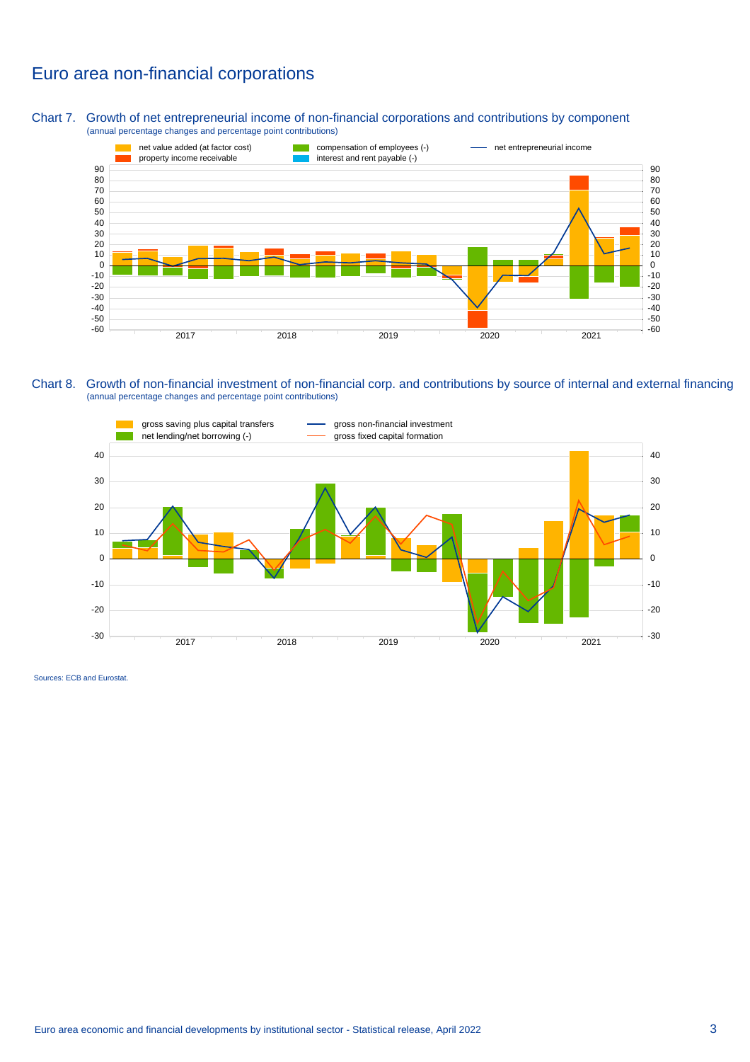# Euro area non-financial corporations

Chart 7. Growth of net entrepreneurial income of non-financial corporations and contributions by component
(annual percentage changes and percentage point contributions)

Chart 8. Growth of non-financial investment of non-financial corp. and contributions by source of internal and external financing
(annual percentage changes and percentage point contributions)

Sources: ECB and Eurostat.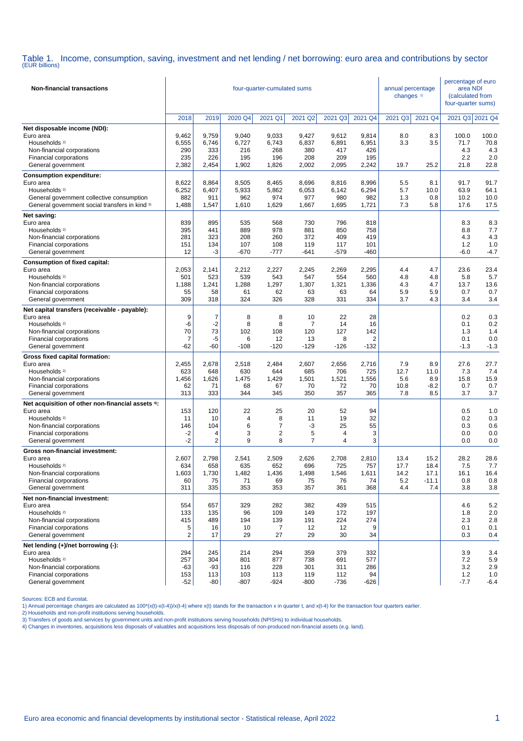# Table 1. Income, consumption, saving, investment and net lending / net borrowing: euro area and contributions by sector

(EUR billions)

| Non-financial transactions | four-quarter-cumulated sums | | | | | | | annual percentage changes [1] | | percentage of euro area NDI (calculated from four-quarter sums) | |
|---|---|---|---|---|---|---|---|---|---|---|---|
| | 2018 | 2019 | 2020 Q4 | 2021 Q1 | 2021 Q2 | 2021 Q3 | 2021 Q4 | 2021 Q3 | 2021 Q4 | 2021 Q3 | 2021 Q4 |
| **Net disposable income (NDI):** | | | | | | | | | | | |
| Euro area | 9,462 | 9,759 | 9,040 | 9,033 | 9,427 | 9,612 | 9,814 | 8.0 | 8.3 | 100.0 | 100.0 |
| Households [2] | 6,555 | 6,746 | 6,727 | 6,743 | 6,837 | 6,891 | 6,951 | 3.3 | 3.5 | 71.7 | 70.8 |
| Non-financial corporations | 290 | 333 | 216 | 268 | 380 | 417 | 426 | | | 4.3 | 4.3 |
| Financial corporations | 235 | 226 | 195 | 196 | 208 | 209 | 195 | | | 2.2 | 2.0 |
| General government | 2,382 | 2,454 | 1,902 | 1,826 | 2,002 | 2,095 | 2,242 | 19.7 | 25.2 | 21.8 | 22.8 |
| **Consumption expenditure:** | | | | | | | | | | | |
| Euro area | 8,622 | 8,864 | 8,505 | 8,465 | 8,696 | 8,816 | 8,996 | 5.5 | 8.1 | 91.7 | 91.7 |
| Households [2] | 6,252 | 6,407 | 5,933 | 5,862 | 6,053 | 6,142 | 6,294 | 5.7 | 10.0 | 63.9 | 64.1 |
| General government collective consumption | 882 | 911 | 962 | 974 | 977 | 980 | 982 | 1.3 | 0.8 | 10.2 | 10.0 |
| General government social transfers in kind [3] | 1,488 | 1,547 | 1,610 | 1,629 | 1,667 | 1,695 | 1,721 | 7.3 | 5.8 | 17.6 | 17.5 |
| **Net saving:** | | | | | | | | | | | |
| Euro area | 839 | 895 | 535 | 568 | 730 | 796 | 818 | | | 8.3 | 8.3 |
| Households [2] | 395 | 441 | 889 | 978 | 881 | 850 | 758 | | | 8.8 | 7.7 |
| Non-financial corporations | 281 | 323 | 208 | 260 | 372 | 409 | 419 | | | 4.3 | 4.3 |
| Financial corporations | 151 | 134 | 107 | 108 | 119 | 117 | 101 | | | 1.2 | 1.0 |
| General government | 12 | -3 | -670 | -777 | -641 | -579 | -460 | | | -6.0 | -4.7 |
| **Consumption of fixed capital:** | | | | | | | | | | | |
| Euro area | 2,053 | 2,141 | 2,212 | 2,227 | 2,245 | 2,269 | 2,295 | 4.4 | 4.7 | 23.6 | 23.4 |
| Households [2] | 501 | 523 | 539 | 543 | 547 | 554 | 560 | 4.8 | 4.8 | 5.8 | 5.7 |
| Non-financial corporations | 1,188 | 1,241 | 1,288 | 1,297 | 1,307 | 1,321 | 1,336 | 4.3 | 4.7 | 13.7 | 13.6 |
| Financial corporations | 55 | 58 | 61 | 62 | 63 | 63 | 64 | 5.9 | 5.9 | 0.7 | 0.7 |
| General government | 309 | 318 | 324 | 326 | 328 | 331 | 334 | 3.7 | 4.3 | 3.4 | 3.4 |
| **Net capital transfers (receivable - payable):** | | | | | | | | | | | |
| Euro area | 9 | 7 | 8 | 8 | 10 | 22 | 28 | | | 0.2 | 0.3 |
| Households [2] | -6 | -2 | 8 | 8 | 7 | 14 | 16 | | | 0.1 | 0.2 |
| Non-financial corporations | 70 | 73 | 102 | 108 | 120 | 127 | 142 | | | 1.3 | 1.4 |
| Financial corporations | 7 | -5 | 6 | 12 | 13 | 8 | 2 | | | 0.1 | 0.0 |
| General government | -62 | -60 | -108 | -120 | -129 | -126 | -132 | | | -1.3 | -1.3 |
| **Gross fixed capital formation:** | | | | | | | | | | | |
| Euro area | 2,455 | 2,678 | 2,518 | 2,484 | 2,607 | 2,656 | 2,716 | 7.9 | 8.9 | 27.6 | 27.7 |
| Households [2] | 623 | 648 | 630 | 644 | 685 | 706 | 725 | 12.7 | 11.0 | 7.3 | 7.4 |
| Non-financial corporations | 1,456 | 1,626 | 1,475 | 1,429 | 1,501 | 1,521 | 1,556 | 5.6 | 8.9 | 15.8 | 15.9 |
| Financial corporations | 62 | 71 | 68 | 67 | 70 | 72 | 70 | 10.8 | -8.2 | 0.7 | 0.7 |
| General government | 313 | 333 | 344 | 345 | 350 | 357 | 365 | 7.8 | 8.5 | 3.7 | 3.7 |
| **Net acquisition of other non-financial assets [4]:** | | | | | | | | | | | |
| Euro area | 153 | 120 | 22 | 25 | 20 | 52 | 94 | | | 0.5 | 1.0 |
| Households [2] | 11 | 10 | 4 | 8 | 11 | 19 | 32 | | | 0.2 | 0.3 |
| Non-financial corporations | 146 | 104 | 6 | 7 | -3 | 25 | 55 | | | 0.3 | 0.6 |
| Financial corporations | -2 | 4 | 3 | 2 | 5 | 4 | 3 | | | 0.0 | 0.0 |
| General government | -2 | 2 | 9 | 8 | 7 | 4 | 3 | | | 0.0 | 0.0 |
| **Gross non-financial investment:** | | | | | | | | | | | |
| Euro area | 2,607 | 2,798 | 2,541 | 2,509 | 2,626 | 2,708 | 2,810 | 13.4 | 15.2 | 28.2 | 28.6 |
| Households [2] | 634 | 658 | 635 | 652 | 696 | 725 | 757 | 17.7 | 18.4 | 7.5 | 7.7 |
| Non-financial corporations | 1,603 | 1,730 | 1,482 | 1,436 | 1,498 | 1,546 | 1,611 | 14.2 | 17.1 | 16.1 | 16.4 |
| Financial corporations | 60 | 75 | 71 | 69 | 75 | 76 | 74 | 5.2 | -11.1 | 0.8 | 0.8 |
| General government | 311 | 335 | 353 | 353 | 357 | 361 | 368 | 4.4 | 7.4 | 3.8 | 3.8 |
| **Net non-financial investment:** | | | | | | | | | | | |
| Euro area | 554 | 657 | 329 | 282 | 382 | 439 | 515 | | | 4.6 | 5.2 |
| Households [2] | 133 | 135 | 96 | 109 | 149 | 172 | 197 | | | 1.8 | 2.0 |
| Non-financial corporations | 415 | 489 | 194 | 139 | 191 | 224 | 274 | | | 2.3 | 2.8 |
| Financial corporations | 5 | 16 | 10 | 7 | 12 | 12 | 9 | | | 0.1 | 0.1 |
| General government | 2 | 17 | 29 | 27 | 29 | 30 | 34 | | | 0.3 | 0.4 |
| **Net lending (+)/net borrowing (-):** | | | | | | | | | | | |
| Euro area | 294 | 245 | 214 | 294 | 359 | 379 | 332 | | | 3.9 | 3.4 |
| Households [2] | 257 | 304 | 801 | 877 | 738 | 691 | 577 | | | 7.2 | 5.9 |
| Non-financial corporations | -63 | -93 | 116 | 228 | 301 | 311 | 286 | | | 3.2 | 2.9 |
| Financial corporations | 153 | 113 | 103 | 113 | 119 | 112 | 94 | | | 1.2 | 1.0 |
| General government | -52 | -80 | -807 | -924 | -800 | -736 | -626 | | | -7.7 | -6.4 |

Sources: ECB and Eurostat.

1) Annual percentage changes are calculated as $100*(x(t)-x(t-4))/x(t-4)$ where $x(t)$ stands for the transaction x in quarter t, and $x(t-4)$ for the transaction four quarters earlier.

2) Households and non-profit institutions serving households.

3) Transfers of goods and services by government units and non-profit institutions serving households (NPISHs) to individual households.

4) Changes in inventories, acquisitions less disposals of valuables and acquisitions less disposals of non-produced non-financial assets (e.g. land).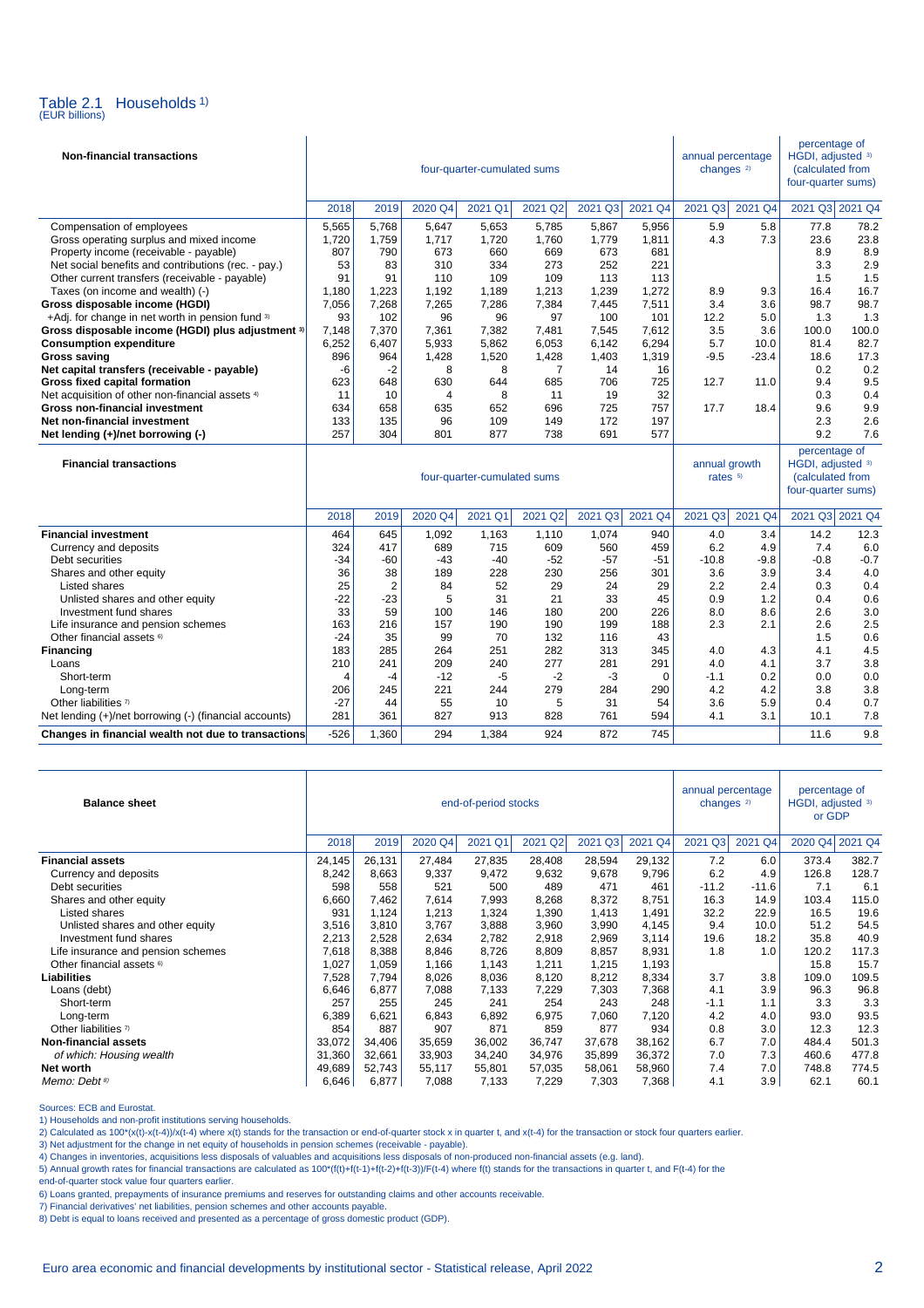## Table 2.1 Households [1]

(EUR billions)

| Non-financial transactions | four-quarter-cumulated sums | | | | | | | annual percentage changes [2] | | percentage of HGDI, adjusted [3] (calculated from four-quarter sums) | |
|---|---|---|---|---|---|---|---|---|---|---|---|
| | 2018 | 2019 | 2020 Q4 | 2021 Q1 | 2021 Q2 | 2021 Q3 | 2021 Q4 | 2021 Q3 | 2021 Q4 | 2021 Q3 | 2021 Q4 |
| Compensation of employees | 5,565 | 5,768 | 5,647 | 5,653 | 5,785 | 5,867 | 5,956 | 5.9 | 5.8 | 77.8 | 78.2 |
| Gross operating surplus and mixed income | 1,720 | 1,759 | 1,717 | 1,720 | 1,760 | 1,779 | 1,811 | 4.3 | 7.3 | 23.6 | 23.8 |
| Property income (receivable - payable) | 807 | 790 | 673 | 660 | 669 | 673 | 681 | | | 8.9 | 8.9 |
| Net social benefits and contributions (rec. - pay.) | 53 | 83 | 310 | 334 | 273 | 252 | 221 | | | 3.3 | 2.9 |
| Other current transfers (receivable - payable) | 91 | 91 | 110 | 109 | 109 | 113 | 113 | | | 1.5 | 1.5 |
| Taxes (on income and wealth) (-) | 1,180 | 1,223 | 1,192 | 1,189 | 1,213 | 1,239 | 1,272 | 8.9 | 9.3 | 16.4 | 16.7 |
| **Gross disposable income (HGDI)** | 7,056 | 7,268 | 7,265 | 7,286 | 7,384 | 7,445 | 7,511 | 3.4 | 3.6 | 98.7 | 98.7 |
| +Adj. for change in net worth in pension fund [3] | 93 | 102 | 96 | 96 | 97 | 100 | 101 | 12.2 | 5.0 | 1.3 | 1.3 |
| **Gross disposable income (HGDI) plus adjustment [3]** | 7,148 | 7,370 | 7,361 | 7,382 | 7,481 | 7,545 | 7,612 | 3.5 | 3.6 | 100.0 | 100.0 |
| **Consumption expenditure** | 6,252 | 6,407 | 5,933 | 5,862 | 6,053 | 6,142 | 6,294 | 5.7 | 10.0 | 81.4 | 82.7 |
| **Gross saving** | 896 | 964 | 1,428 | 1,520 | 1,428 | 1,403 | 1,319 | -9.5 | -23.4 | 18.6 | 17.3 |
| **Net capital transfers (receivable - payable)** | -6 | -2 | 8 | 8 | 7 | 14 | 16 | | | 0.2 | 0.2 |
| **Gross fixed capital formation** | 623 | 648 | 630 | 644 | 685 | 706 | 725 | 12.7 | 11.0 | 9.4 | 9.5 |
| Net acquisition of other non-financial assets [4] | 11 | 10 | 4 | 8 | 11 | 19 | 32 | | | 0.3 | 0.4 |
| **Gross non-financial investment** | 634 | 658 | 635 | 652 | 696 | 725 | 757 | 17.7 | 18.4 | 9.6 | 9.9 |
| **Net non-financial investment** | 133 | 135 | 96 | 109 | 149 | 172 | 197 | | | 2.3 | 2.6 |
| **Net lending (+)/net borrowing (-)** | 257 | 304 | 801 | 877 | 738 | 691 | 577 | | | 9.2 | 7.6 |

| Financial transactions | four-quarter-cumulated sums | | | | | | | annual growth rates [5] | | percentage of HGDI, adjusted [3] (calculated from four-quarter sums) | |
|---|---|---|---|---|---|---|---|---|---|---|---|
| | 2018 | 2019 | 2020 Q4 | 2021 Q1 | 2021 Q2 | 2021 Q3 | 2021 Q4 | 2021 Q3 | 2021 Q4 | 2021 Q3 | 2021 Q4 |
| **Financial investment** | 464 | 645 | 1,092 | 1,163 | 1,110 | 1,074 | 940 | 4.0 | 3.4 | 14.2 | 12.3 |
| Currency and deposits | 324 | 417 | 689 | 715 | 609 | 560 | 459 | 6.2 | 4.9 | 7.4 | 6.0 |
| Debt securities | -34 | -60 | -43 | -40 | -52 | -57 | -51 | -10.8 | -9.8 | -0.8 | -0.7 |
| Shares and other equity | 36 | 38 | 189 | 228 | 230 | 256 | 301 | 3.6 | 3.9 | 3.4 | 4.0 |
| Listed shares | 25 | 2 | 84 | 52 | 29 | 24 | 29 | 2.2 | 2.4 | 0.3 | 0.4 |
| Unlisted shares and other equity | -22 | -23 | 5 | 31 | 21 | 33 | 45 | 0.9 | 1.2 | 0.4 | 0.6 |
| Investment fund shares | 33 | 59 | 100 | 146 | 180 | 200 | 226 | 8.0 | 8.6 | 2.6 | 3.0 |
| Life insurance and pension schemes | 163 | 216 | 157 | 190 | 190 | 199 | 188 | 2.3 | 2.1 | 2.6 | 2.5 |
| Other financial assets [6] | -24 | 35 | 99 | 70 | 132 | 116 | 43 | | | 1.5 | 0.6 |
| **Financing** | 183 | 285 | 264 | 251 | 282 | 313 | 345 | 4.0 | 4.3 | 4.1 | 4.5 |
| Loans | 210 | 241 | 209 | 240 | 277 | 281 | 291 | 4.0 | 4.1 | 3.7 | 3.8 |
| Short-term | 4 | -4 | -12 | -5 | -2 | -3 | 0 | -1.1 | 0.2 | 0.0 | 0.0 |
| Long-term | 206 | 245 | 221 | 244 | 279 | 284 | 290 | 4.2 | 4.2 | 3.8 | 3.8 |
| Other liabilities [7] | -27 | 44 | 55 | 10 | 5 | 31 | 54 | 3.6 | 5.9 | 0.4 | 0.7 |
| Net lending (+)/net borrowing (-) (financial accounts) | 281 | 361 | 827 | 913 | 828 | 761 | 594 | 4.1 | 3.1 | 10.1 | 7.8 |
| **Changes in financial wealth not due to transactions** | -526 | 1,360 | 294 | 1,384 | 924 | 872 | 745 | | | 11.6 | 9.8 |

| Balance sheet | end-of-period stocks | | | | | | | annual percentage changes [2] | | percentage of HGDI, adjusted [3] or GDP | |
|---|---|---|---|---|---|---|---|---|---|---|---|
| | 2018 | 2019 | 2020 Q4 | 2021 Q1 | 2021 Q2 | 2021 Q3 | 2021 Q4 | 2021 Q3 | 2021 Q4 | 2020 Q4 | 2021 Q4 |
| **Financial assets** | 24,145 | 26,131 | 27,484 | 27,835 | 28,408 | 28,594 | 29,132 | 7.2 | 6.0 | 373.4 | 382.7 |
| Currency and deposits | 8,242 | 8,663 | 9,337 | 9,472 | 9,632 | 9,678 | 9,796 | 6.2 | 4.9 | 126.8 | 128.7 |
| Debt securities | 598 | 558 | 521 | 500 | 489 | 471 | 461 | -11.2 | -11.6 | 7.1 | 6.1 |
| Shares and other equity | 6,660 | 7,462 | 7,614 | 7,993 | 8,268 | 8,372 | 8,751 | 16.3 | 14.9 | 103.4 | 115.0 |
| Listed shares | 931 | 1,124 | 1,213 | 1,324 | 1,390 | 1,413 | 1,491 | 32.2 | 22.9 | 16.5 | 19.6 |
| Unlisted shares and other equity | 3,516 | 3,810 | 3,767 | 3,888 | 3,960 | 3,990 | 4,145 | 9.4 | 10.0 | 51.2 | 54.5 |
| Investment fund shares | 2,213 | 2,528 | 2,634 | 2,782 | 2,918 | 2,969 | 3,114 | 19.6 | 18.2 | 35.8 | 40.9 |
| Life insurance and pension schemes | 7,618 | 8,388 | 8,846 | 8,726 | 8,809 | 8,857 | 8,931 | 1.8 | 1.0 | 120.2 | 117.3 |
| Other financial assets [6] | 1,027 | 1,059 | 1,166 | 1,143 | 1,211 | 1,215 | 1,193 | | | 15.8 | 15.7 |
| **Liabilities** | 7,528 | 7,794 | 8,026 | 8,036 | 8,120 | 8,212 | 8,334 | 3.7 | 3.8 | 109.0 | 109.5 |
| Loans (debt) | 6,646 | 6,877 | 7,088 | 7,133 | 7,229 | 7,303 | 7,368 | 4.1 | 3.9 | 96.3 | 96.8 |
| Short-term | 257 | 255 | 245 | 241 | 254 | 243 | 248 | -1.1 | 1.1 | 3.3 | 3.3 |
| Long-term | 6,389 | 6,621 | 6,843 | 6,892 | 6,975 | 7,060 | 7,120 | 4.2 | 4.0 | 93.0 | 93.5 |
| Other liabilities [7] | 854 | 887 | 907 | 871 | 859 | 877 | 934 | 0.8 | 3.0 | 12.3 | 12.3 |
| **Non-financial assets** | 33,072 | 34,406 | 35,659 | 36,002 | 36,747 | 37,678 | 38,162 | 6.7 | 7.0 | 484.4 | 501.3 |
| *of which: Housing wealth* | 31,360 | 32,661 | 33,903 | 34,240 | 34,976 | 35,899 | 36,372 | 7.0 | 7.3 | 460.6 | 477.8 |
| **Net worth** | 49,689 | 52,743 | 55,117 | 55,801 | 57,035 | 58,061 | 58,960 | 7.4 | 7.0 | 748.8 | 774.5 |
| *Memo: Debt [8]* | 6,646 | 6,877 | 7,088 | 7,133 | 7,229 | 7,303 | 7,368 | 4.1 | 3.9 | 62.1 | 60.1 |

Sources: ECB and Eurostat.

1) Households and non-profit institutions serving households.

2) Calculated as 100*(x(t)-x(t-4))/x(t-4) where x(t) stands for the transaction or end-of-quarter stock x in quarter t, and x(t-4) for the transaction or stock four quarters earlier.

3) Net adjustment for the change in net equity of households in pension schemes (receivable - payable).

4) Changes in inventories, acquisitions less disposals of valuables and acquisitions less disposals of non-produced non-financial assets (e.g. land).

5) Annual growth rates for financial transactions are calculated as 100*(f(t)+f(t-1)+f(t-2)+f(t-3))/F(t-4) where f(t) stands for the transactions in quarter t, and F(t-4) for the end-of-quarter stock value four quarters earlier.

6) Loans granted, prepayments of insurance premiums and reserves for outstanding claims and other accounts receivable.

7) Financial derivatives' net liabilities, pension schemes and other accounts payable.

8) Debt is equal to loans received and presented as a percentage of gross domestic product (GDP).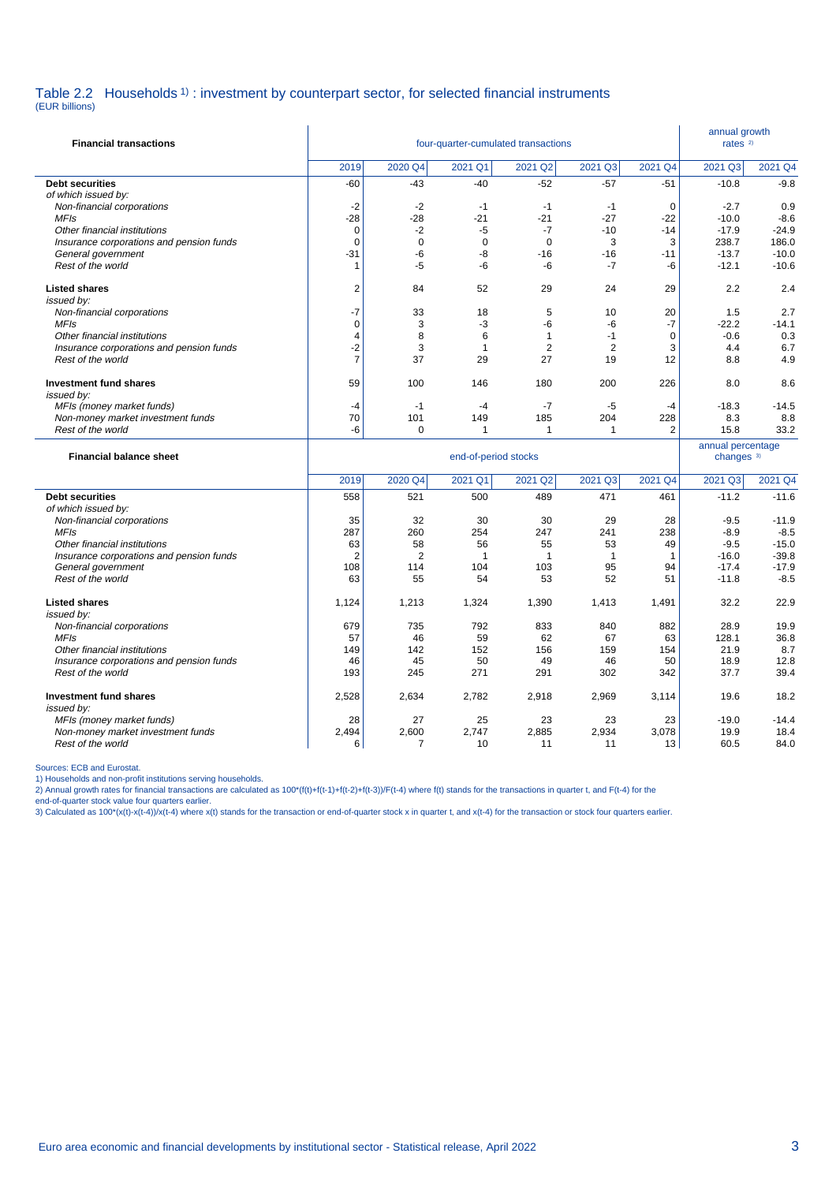## Table 2.2 Households [1] : investment by counterpart sector, for selected financial instruments

(EUR billions)

| Financial transactions | four-quarter-cumulated transactions | | | | | | annual growth rates [2] | |
|---|---|---|---|---|---|---|---|---|
| | 2019 | 2020 Q4 | 2021 Q1 | 2021 Q2 | 2021 Q3 | 2021 Q4 | 2021 Q3 | 2021 Q4 |
| **Debt securities** | -60 | -43 | -40 | -52 | -57 | -51 | -10.8 | -9.8 |
| *of which issued by:* | | | | | | | | |
| *Non-financial corporations* | -2 | -2 | -1 | -1 | -1 | 0 | -2.7 | 0.9 |
| *MFIs* | -28 | -28 | -21 | -21 | -27 | -22 | -10.0 | -8.6 |
| *Other financial institutions* | 0 | -2 | -5 | -7 | -10 | -14 | -17.9 | -24.9 |
| *Insurance corporations and pension funds* | 0 | 0 | 0 | 0 | 3 | 3 | 238.7 | 186.0 |
| *General government* | -31 | -6 | -8 | -16 | -16 | -11 | -13.7 | -10.0 |
| *Rest of the world* | 1 | -5 | -6 | -6 | -7 | -6 | -12.1 | -10.6 |
| **Listed shares** | 2 | 84 | 52 | 29 | 24 | 29 | 2.2 | 2.4 |
| *issued by:* | | | | | | | | |
| *Non-financial corporations* | -7 | 33 | 18 | 5 | 10 | 20 | 1.5 | 2.7 |
| *MFIs* | 0 | 3 | -3 | -6 | -6 | -7 | -22.2 | -14.1 |
| *Other financial institutions* | 4 | 8 | 6 | 1 | -1 | 0 | -0.6 | 0.3 |
| *Insurance corporations and pension funds* | -2 | 3 | 1 | 2 | 2 | 3 | 4.4 | 6.7 |
| *Rest of the world* | 7 | 37 | 29 | 27 | 19 | 12 | 8.8 | 4.9 |
| **Investment fund shares** | 59 | 100 | 146 | 180 | 200 | 226 | 8.0 | 8.6 |
| *issued by:* | | | | | | | | |
| *MFIs (money market funds)* | -4 | -1 | -4 | -7 | -5 | -4 | -18.3 | -14.5 |
| *Non-money market investment funds* | 70 | 101 | 149 | 185 | 204 | 228 | 8.3 | 8.8 |
| *Rest of the world* | -6 | 0 | 1 | 1 | 1 | 2 | 15.8 | 33.2 |

| Financial balance sheet | end-of-period stocks | | | | | | annual percentage changes [3] | |
|---|---|---|---|---|---|---|---|---|
| | 2019 | 2020 Q4 | 2021 Q1 | 2021 Q2 | 2021 Q3 | 2021 Q4 | 2021 Q3 | 2021 Q4 |
| **Debt securities** | 558 | 521 | 500 | 489 | 471 | 461 | -11.2 | -11.6 |
| *of which issued by:* | | | | | | | | |
| *Non-financial corporations* | 35 | 32 | 30 | 30 | 29 | 28 | -9.5 | -11.9 |
| *MFIs* | 287 | 260 | 254 | 247 | 241 | 238 | -8.9 | -8.5 |
| *Other financial institutions* | 63 | 58 | 56 | 55 | 53 | 49 | -9.5 | -15.0 |
| *Insurance corporations and pension funds* | 2 | 2 | 1 | 1 | 1 | 1 | -16.0 | -39.8 |
| *General government* | 108 | 114 | 104 | 103 | 95 | 94 | -17.4 | -17.9 |
| *Rest of the world* | 63 | 55 | 54 | 53 | 52 | 51 | -11.8 | -8.5 |
| **Listed shares** | 1,124 | 1,213 | 1,324 | 1,390 | 1,413 | 1,491 | 32.2 | 22.9 |
| *issued by:* | | | | | | | | |
| *Non-financial corporations* | 679 | 735 | 792 | 833 | 840 | 882 | 28.9 | 19.9 |
| *MFIs* | 57 | 46 | 59 | 62 | 67 | 63 | 128.1 | 36.8 |
| *Other financial institutions* | 149 | 142 | 152 | 156 | 159 | 154 | 21.9 | 8.7 |
| *Insurance corporations and pension funds* | 46 | 45 | 50 | 49 | 46 | 50 | 18.9 | 12.8 |
| *Rest of the world* | 193 | 245 | 271 | 291 | 302 | 342 | 37.7 | 39.4 |
| **Investment fund shares** | 2,528 | 2,634 | 2,782 | 2,918 | 2,969 | 3,114 | 19.6 | 18.2 |
| *issued by:* | | | | | | | | |
| *MFIs (money market funds)* | 28 | 27 | 25 | 23 | 23 | 23 | -19.0 | -14.4 |
| *Non-money market investment funds* | 2,494 | 2,600 | 2,747 | 2,885 | 2,934 | 3,078 | 19.9 | 18.4 |
| *Rest of the world* | 6 | 7 | 10 | 11 | 11 | 13 | 60.5 | 84.0 |

Sources: ECB and Eurostat.

1) Households and non-profit institutions serving households.

2) Annual growth rates for financial transactions are calculated as $100*(f(t)+f(t-1)+f(t-2)+f(t-3))/F(t-4)$ where $f(t)$ stands for the transactions in quarter t, and $F(t-4)$ for the end-of-quarter stock value four quarters earlier.

3) Calculated as $100*(x(t)-x(t-4))/x(t-4)$ where $x(t)$ stands for the transaction or end-of-quarter stock x in quarter t, and $x(t-4)$ for the transaction or stock four quarters earlier.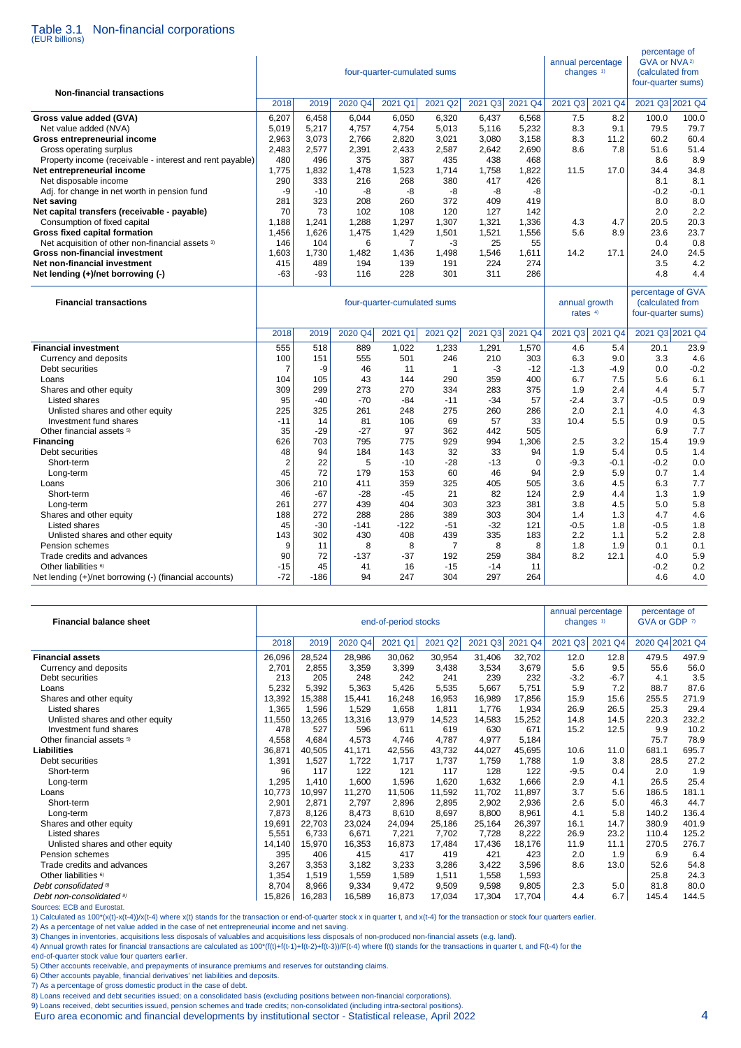# Table 3.1 Non-financial corporations

(EUR billions)

| Non-financial transactions | four-quarter-cumulated sums | | | | | | | annual percentage changes [1] | | percentage of GVA or NVA [2] (calculated from four-quarter sums) | |
|---|---|---|---|---|---|---|---|---|---|---|---|
| | 2018 | 2019 | 2020 Q4 | 2021 Q1 | 2021 Q2 | 2021 Q3 | 2021 Q4 | 2021 Q3 | 2021 Q4 | 2021 Q3 | 2021 Q4 |
| **Gross value added (GVA)** | 6,207 | 6,458 | 6,044 | 6,050 | 6,320 | 6,437 | 6,568 | 7.5 | 8.2 | 100.0 | 100.0 |
| Net value added (NVA) | 5,019 | 5,217 | 4,757 | 4,754 | 5,013 | 5,116 | 5,232 | 8.3 | 9.1 | 79.5 | 79.7 |
| **Gross entrepreneurial income** | 2,963 | 3,073 | 2,766 | 2,820 | 3,021 | 3,080 | 3,158 | 8.3 | 11.2 | 60.2 | 60.4 |
| Gross operating surplus | 2,483 | 2,577 | 2,391 | 2,433 | 2,587 | 2,642 | 2,690 | 8.6 | 7.8 | 51.6 | 51.4 |
| Property income (receivable - interest and rent payable) | 480 | 496 | 375 | 387 | 435 | 438 | 468 | | | 8.6 | 8.9 |
| **Net entrepreneurial income** | 1,775 | 1,832 | 1,478 | 1,523 | 1,714 | 1,758 | 1,822 | 11.5 | 17.0 | 34.4 | 34.8 |
| Net disposable income | 290 | 333 | 216 | 268 | 380 | 417 | 426 | | | 8.1 | 8.1 |
| Adj. for change in net worth in pension fund | -9 | -10 | -8 | -8 | -8 | -8 | -8 | | | -0.2 | -0.1 |
| **Net saving** | 281 | 323 | 208 | 260 | 372 | 409 | 419 | | | 8.0 | 8.0 |
| **Net capital transfers (receivable - payable)** | 70 | 73 | 102 | 108 | 120 | 127 | 142 | | | 2.0 | 2.2 |
| Consumption of fixed capital | 1,188 | 1,241 | 1,288 | 1,297 | 1,307 | 1,321 | 1,336 | 4.3 | 4.7 | 20.5 | 20.3 |
| **Gross fixed capital formation** | 1,456 | 1,626 | 1,475 | 1,429 | 1,501 | 1,521 | 1,556 | 5.6 | 8.9 | 23.6 | 23.7 |
| Net acquisition of other non-financial assets [3] | 146 | 104 | 6 | 7 | -3 | 25 | 55 | | | 0.4 | 0.8 |
| **Gross non-financial investment** | 1,603 | 1,730 | 1,482 | 1,436 | 1,498 | 1,546 | 1,611 | 14.2 | 17.1 | 24.0 | 24.5 |
| **Net non-financial investment** | 415 | 489 | 194 | 139 | 191 | 224 | 274 | | | 3.5 | 4.2 |
| **Net lending (+)/net borrowing (-)** | -63 | -93 | 116 | 228 | 301 | 311 | 286 | | | 4.8 | 4.4 |

| Financial transactions | four-quarter-cumulated sums | | | | | | | annual growth rates [4] | | percentage of GVA (calculated from four-quarter sums) | |
|---|---|---|---|---|---|---|---|---|---|---|---|
| | 2018 | 2019 | 2020 Q4 | 2021 Q1 | 2021 Q2 | 2021 Q3 | 2021 Q4 | 2021 Q3 | 2021 Q4 | 2021 Q3 | 2021 Q4 |
| **Financial investment** | 555 | 518 | 889 | 1,022 | 1,233 | 1,291 | 1,570 | 4.6 | 5.4 | 20.1 | 23.9 |
| Currency and deposits | 100 | 151 | 555 | 501 | 246 | 210 | 303 | 6.3 | 9.0 | 3.3 | 4.6 |
| Debt securities | 7 | -9 | 46 | 11 | 1 | -3 | -12 | -1.3 | -4.9 | 0.0 | -0.2 |
| Loans | 104 | 105 | 43 | 144 | 290 | 359 | 400 | 6.7 | 7.5 | 5.6 | 6.1 |
| Shares and other equity | 309 | 299 | 273 | 270 | 334 | 283 | 375 | 1.9 | 2.4 | 4.4 | 5.7 |
| Listed shares | 95 | -40 | -70 | -84 | -11 | -34 | 57 | -2.4 | 3.7 | -0.5 | 0.9 |
| Unlisted shares and other equity | 225 | 325 | 261 | 248 | 275 | 260 | 286 | 2.0 | 2.1 | 4.0 | 4.3 |
| Investment fund shares | -11 | 14 | 81 | 106 | 69 | 57 | 33 | 10.4 | 5.5 | 0.9 | 0.5 |
| Other financial assets [5] | 35 | -29 | -27 | 97 | 362 | 442 | 505 | | | 6.9 | 7.7 |
| **Financing** | 626 | 703 | 795 | 775 | 929 | 994 | 1,306 | 2.5 | 3.2 | 15.4 | 19.9 |
| Debt securities | 48 | 94 | 184 | 143 | 32 | 33 | 94 | 1.9 | 5.4 | 0.5 | 1.4 |
| Short-term | 2 | 22 | 5 | -10 | -28 | -13 | 0 | -9.3 | -0.1 | -0.2 | 0.0 |
| Long-term | 45 | 72 | 179 | 153 | 60 | 46 | 94 | 2.9 | 5.9 | 0.7 | 1.4 |
| Loans | 306 | 210 | 411 | 359 | 325 | 405 | 505 | 3.6 | 4.5 | 6.3 | 7.7 |
| Short-term | 46 | -67 | -28 | -45 | 21 | 82 | 124 | 2.9 | 4.4 | 1.3 | 1.9 |
| Long-term | 261 | 277 | 439 | 404 | 303 | 323 | 381 | 3.8 | 4.5 | 5.0 | 5.8 |
| Shares and other equity | 188 | 272 | 288 | 286 | 389 | 303 | 304 | 1.4 | 1.3 | 4.7 | 4.6 |
| Listed shares | 45 | -30 | -141 | -122 | -51 | -32 | 121 | -0.5 | 1.8 | -0.5 | 1.8 |
| Unlisted shares and other equity | 143 | 302 | 430 | 408 | 439 | 335 | 183 | 2.2 | 1.1 | 5.2 | 2.8 |
| Pension schemes | 9 | 11 | 8 | 8 | 7 | 8 | 8 | 1.8 | 1.9 | 0.1 | 0.1 |
| Trade credits and advances | 90 | 72 | -137 | -37 | 192 | 259 | 384 | 8.2 | 12.1 | 4.0 | 5.9 |
| Other liabilities [6] | -15 | 45 | 41 | 16 | -15 | -14 | 11 | | | -0.2 | 0.2 |
| Net lending (+)/net borrowing (-) (financial accounts) | -72 | -186 | 94 | 247 | 304 | 297 | 264 | | | 4.6 | 4.0 |

| Financial balance sheet | end-of-period stocks | | | | | | | annual percentage changes [1] | | percentage of GVA or GDP [7] | |
|---|---|---|---|---|---|---|---|---|---|---|---|
| | 2018 | 2019 | 2020 Q4 | 2021 Q1 | 2021 Q2 | 2021 Q3 | 2021 Q4 | 2021 Q3 | 2021 Q4 | 2020 Q4 | 2021 Q4 |
| **Financial assets** | 26,096 | 28,524 | 28,986 | 30,062 | 30,954 | 31,406 | 32,702 | 12.0 | 12.8 | 479.5 | 497.9 |
| Currency and deposits | 2,701 | 2,855 | 3,359 | 3,399 | 3,438 | 3,534 | 3,679 | 5.6 | 9.5 | 55.6 | 56.0 |
| Debt securities | 213 | 205 | 248 | 242 | 241 | 239 | 232 | -3.2 | -6.7 | 4.1 | 3.5 |
| Loans | 5,232 | 5,392 | 5,363 | 5,426 | 5,535 | 5,667 | 5,751 | 5.9 | 7.2 | 88.7 | 87.6 |
| Shares and other equity | 13,392 | 15,388 | 15,441 | 16,248 | 16,953 | 16,989 | 17,856 | 15.9 | 15.6 | 255.5 | 271.9 |
| Listed shares | 1,365 | 1,596 | 1,529 | 1,658 | 1,811 | 1,776 | 1,934 | 26.9 | 26.5 | 25.3 | 29.4 |
| Unlisted shares and other equity | 11,550 | 13,265 | 13,316 | 13,979 | 14,523 | 14,583 | 15,252 | 14.8 | 14.5 | 220.3 | 232.2 |
| Investment fund shares | 478 | 527 | 596 | 611 | 619 | 630 | 671 | 15.2 | 12.5 | 9.9 | 10.2 |
| Other financial assets [5] | 4,558 | 4,684 | 4,573 | 4,746 | 4,787 | 4,977 | 5,184 | | | 75.7 | 78.9 |
| **Liabilities** | 36,871 | 40,505 | 41,171 | 42,556 | 43,732 | 44,027 | 45,695 | 10.6 | 11.0 | 681.1 | 695.7 |
| Debt securities | 1,391 | 1,527 | 1,722 | 1,717 | 1,737 | 1,759 | 1,788 | 1.9 | 3.8 | 28.5 | 27.2 |
| Short-term | 96 | 117 | 122 | 121 | 117 | 128 | 122 | -9.5 | 0.4 | 2.0 | 1.9 |
| Long-term | 1,295 | 1,410 | 1,600 | 1,596 | 1,620 | 1,632 | 1,666 | 2.9 | 4.1 | 26.5 | 25.4 |
| Loans | 10,773 | 10,997 | 11,270 | 11,506 | 11,592 | 11,702 | 11,897 | 3.7 | 5.6 | 186.5 | 181.1 |
| Short-term | 2,901 | 2,871 | 2,797 | 2,896 | 2,895 | 2,902 | 2,936 | 2.6 | 5.0 | 46.3 | 44.7 |
| Long-term | 7,873 | 8,126 | 8,473 | 8,610 | 8,697 | 8,800 | 8,961 | 4.1 | 5.8 | 140.2 | 136.4 |
| Shares and other equity | 19,691 | 22,703 | 23,024 | 24,094 | 25,186 | 25,164 | 26,397 | 16.1 | 14.7 | 380.9 | 401.9 |
| Listed shares | 5,551 | 6,733 | 6,671 | 7,221 | 7,702 | 7,728 | 8,222 | 26.9 | 23.2 | 110.4 | 125.2 |
| Unlisted shares and other equity | 14,140 | 15,970 | 16,353 | 16,873 | 17,484 | 17,436 | 18,176 | 11.9 | 11.1 | 270.5 | 276.7 |
| Pension schemes | 395 | 406 | 415 | 417 | 419 | 421 | 423 | 2.0 | 1.9 | 6.9 | 6.4 |
| Trade credits and advances | 3,267 | 3,353 | 3,182 | 3,233 | 3,286 | 3,422 | 3,596 | 8.6 | 13.0 | 52.6 | 54.8 |
| Other liabilities [6] | 1,354 | 1,519 | 1,559 | 1,589 | 1,511 | 1,558 | 1,593 | | | 25.8 | 24.3 |
| *Debt consolidated [8]* | 8,704 | 8,966 | 9,334 | 9,472 | 9,509 | 9,598 | 9,805 | 2.3 | 5.0 | 81.8 | 80.0 |
| *Debt non-consolidated [9]* | 15,826 | 16,283 | 16,589 | 16,873 | 17,034 | 17,304 | 17,704 | 4.4 | 6.7 | 145.4 | 144.5 |

Sources: ECB and Eurostat.

1) Calculated as 100*(x(t)-x(t-4))/x(t-4) where x(t) stands for the transaction or end-of-quarter stock x in quarter t, and x(t-4) for the transaction or stock four quarters earlier.

2) As a percentage of net value added in the case of net entrepreneurial income and net saving.

3) Changes in inventories, acquisitions less disposals of valuables and acquisitions less disposals of non-produced non-financial assets (e.g. land).

4) Annual growth rates for financial transactions are calculated as 100*(f(t)+f(t-1)+f(t-2)+f(t-3))/F(t-4) where f(t) stands for the transactions in quarter t, and F(t-4) for the end-of-quarter stock value four quarters earlier.

5) Other accounts receivable, and prepayments of insurance premiums and reserves for outstanding claims.

6) Other accounts payable, financial derivatives' net liabilities and deposits.

7) As a percentage of gross domestic product in the case of debt.

8) Loans received and debt securities issued; on a consolidated basis (excluding positions between non-financial corporations).

9) Loans received, debt securities issued, pension schemes and trade credits; non-consolidated (including intra-sectoral positions).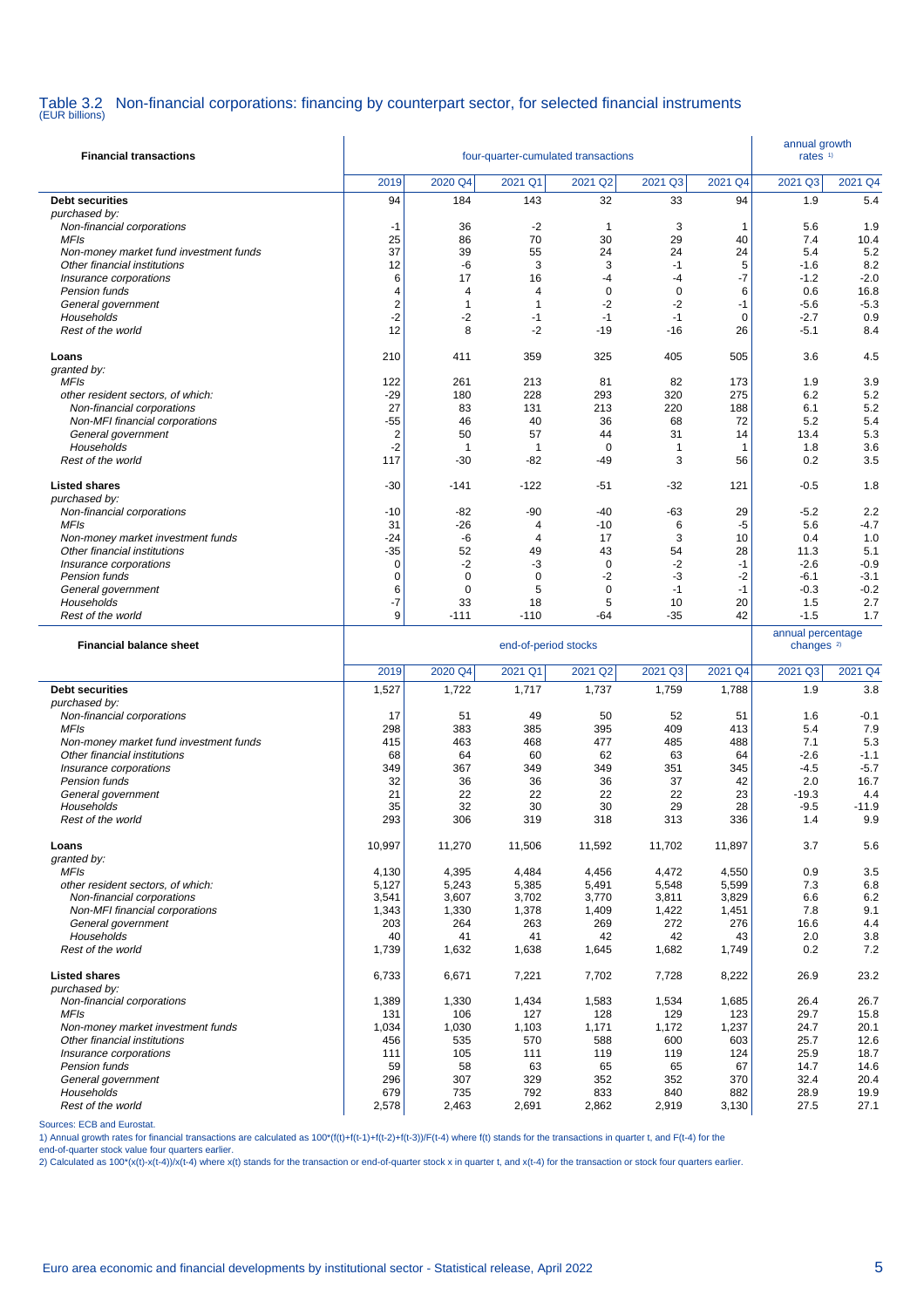## Table 3.2 Non-financial corporations: financing by counterpart sector, for selected financial instruments
(EUR billions)

| Financial transactions | four-quarter-cumulated transactions | | | | | | annual growth rates [1] | |
|---|---|---|---|---|---|---|---|---|
| | 2019 | 2020 Q4 | 2021 Q1 | 2021 Q2 | 2021 Q3 | 2021 Q4 | 2021 Q3 | 2021 Q4 |
| **Debt securities** | 94 | 184 | 143 | 32 | 33 | 94 | 1.9 | 5.4 |
| *purchased by:* | | | | | | | | |
| *Non-financial corporations* | -1 | 36 | -2 | 1 | 3 | 1 | 5.6 | 1.9 |
| *MFIs* | 25 | 86 | 70 | 30 | 29 | 40 | 7.4 | 10.4 |
| *Non-money market fund investment funds* | 37 | 39 | 55 | 24 | 24 | 24 | 5.4 | 5.2 |
| *Other financial institutions* | 12 | -6 | 3 | 3 | -1 | 5 | -1.6 | 8.2 |
| *Insurance corporations* | 6 | 17 | 16 | -4 | -4 | -7 | -1.2 | -2.0 |
| *Pension funds* | 4 | 4 | 4 | 0 | 0 | 6 | 0.6 | 16.8 |
| *General government* | 2 | 1 | 1 | -2 | -2 | -1 | -5.6 | -5.3 |
| *Households* | -2 | -2 | -1 | -1 | -1 | 0 | -2.7 | 0.9 |
| *Rest of the world* | 12 | 8 | -2 | -19 | -16 | 26 | -5.1 | 8.4 |
| **Loans** | 210 | 411 | 359 | 325 | 405 | 505 | 3.6 | 4.5 |
| *granted by:* | | | | | | | | |
| *MFIs* | 122 | 261 | 213 | 81 | 82 | 173 | 1.9 | 3.9 |
| *other resident sectors, of which:* | -29 | 180 | 228 | 293 | 320 | 275 | 6.2 | 5.2 |
| *Non-financial corporations* | 27 | 83 | 131 | 213 | 220 | 188 | 6.1 | 5.2 |
| *Non-MFI financial corporations* | -55 | 46 | 40 | 36 | 68 | 72 | 5.2 | 5.4 |
| *General government* | 2 | 50 | 57 | 44 | 31 | 14 | 13.4 | 5.3 |
| *Households* | -2 | 1 | 1 | 0 | 1 | 1 | 1.8 | 3.6 |
| *Rest of the world* | 117 | -30 | -82 | -49 | 3 | 56 | 0.2 | 3.5 |
| **Listed shares** | -30 | -141 | -122 | -51 | -32 | 121 | -0.5 | 1.8 |
| *purchased by:* | | | | | | | | |
| *Non-financial corporations* | -10 | -82 | -90 | -40 | -63 | 29 | -5.2 | 2.2 |
| *MFIs* | 31 | -26 | 4 | -10 | 6 | -5 | 5.6 | -4.7 |
| *Non-money market investment funds* | -24 | -6 | 4 | 17 | 3 | 10 | 0.4 | 1.0 |
| *Other financial institutions* | -35 | 52 | 49 | 43 | 54 | 28 | 11.3 | 5.1 |
| *Insurance corporations* | 0 | -2 | -3 | 0 | -2 | -1 | -2.6 | -0.9 |
| *Pension funds* | 0 | 0 | 0 | -2 | -3 | -2 | -6.1 | -3.1 |
| *General government* | 6 | 0 | 5 | 0 | -1 | -1 | -0.3 | -0.2 |
| *Households* | -7 | 33 | 18 | 5 | 10 | 20 | 1.5 | 2.7 |
| *Rest of the world* | 9 | -111 | -110 | -64 | -35 | 42 | -1.5 | 1.7 |

| Financial balance sheet | end-of-period stocks | | | | | | annual percentage changes [2] | |
|---|---|---|---|---|---|---|---|---|
| | 2019 | 2020 Q4 | 2021 Q1 | 2021 Q2 | 2021 Q3 | 2021 Q4 | 2021 Q3 | 2021 Q4 |
| **Debt securities** | 1,527 | 1,722 | 1,717 | 1,737 | 1,759 | 1,788 | 1.9 | 3.8 |
| *purchased by:* | | | | | | | | |
| *Non-financial corporations* | 17 | 51 | 49 | 50 | 52 | 51 | 1.6 | -0.1 |
| *MFIs* | 298 | 383 | 385 | 395 | 409 | 413 | 5.4 | 7.9 |
| *Non-money market fund investment funds* | 415 | 463 | 468 | 477 | 485 | 488 | 7.1 | 5.3 |
| *Other financial institutions* | 68 | 64 | 60 | 62 | 63 | 64 | -2.6 | -1.1 |
| *Insurance corporations* | 349 | 367 | 349 | 349 | 351 | 345 | -4.5 | -5.7 |
| *Pension funds* | 32 | 36 | 36 | 36 | 37 | 42 | 2.0 | 16.7 |
| *General government* | 21 | 22 | 22 | 22 | 22 | 23 | -19.3 | 4.4 |
| *Households* | 35 | 32 | 30 | 30 | 29 | 28 | -9.5 | -11.9 |
| *Rest of the world* | 293 | 306 | 319 | 318 | 313 | 336 | 1.4 | 9.9 |
| **Loans** | 10,997 | 11,270 | 11,506 | 11,592 | 11,702 | 11,897 | 3.7 | 5.6 |
| *granted by:* | | | | | | | | |
| *MFIs* | 4,130 | 4,395 | 4,484 | 4,456 | 4,472 | 4,550 | 0.9 | 3.5 |
| *other resident sectors, of which:* | 5,127 | 5,243 | 5,385 | 5,491 | 5,548 | 5,599 | 7.3 | 6.8 |
| *Non-financial corporations* | 3,541 | 3,607 | 3,702 | 3,770 | 3,811 | 3,829 | 6.6 | 6.2 |
| *Non-MFI financial corporations* | 1,343 | 1,330 | 1,378 | 1,409 | 1,422 | 1,451 | 7.8 | 9.1 |
| *General government* | 203 | 264 | 263 | 269 | 272 | 276 | 16.6 | 4.4 |
| *Households* | 40 | 41 | 41 | 42 | 42 | 43 | 2.0 | 3.8 |
| *Rest of the world* | 1,739 | 1,632 | 1,638 | 1,645 | 1,682 | 1,749 | 0.2 | 7.2 |
| **Listed shares** | 6,733 | 6,671 | 7,221 | 7,702 | 7,728 | 8,222 | 26.9 | 23.2 |
| *purchased by:* | | | | | | | | |
| *Non-financial corporations* | 1,389 | 1,330 | 1,434 | 1,583 | 1,534 | 1,685 | 26.4 | 26.7 |
| *MFIs* | 131 | 106 | 127 | 128 | 129 | 123 | 29.7 | 15.8 |
| *Non-money market investment funds* | 1,034 | 1,030 | 1,103 | 1,171 | 1,172 | 1,237 | 24.7 | 20.1 |
| *Other financial institutions* | 456 | 535 | 570 | 588 | 600 | 603 | 25.7 | 12.6 |
| *Insurance corporations* | 111 | 105 | 111 | 119 | 119 | 124 | 25.9 | 18.7 |
| *Pension funds* | 59 | 58 | 63 | 65 | 65 | 67 | 14.7 | 14.6 |
| *General government* | 296 | 307 | 329 | 352 | 352 | 370 | 32.4 | 20.4 |
| *Households* | 679 | 735 | 792 | 833 | 840 | 882 | 28.9 | 19.9 |
| *Rest of the world* | 2,578 | 2,463 | 2,691 | 2,862 | 2,919 | 3,130 | 27.5 | 27.1 |

Sources: ECB and Eurostat.

1) Annual growth rates for financial transactions are calculated as 100\*(f(t)+f(t-1)+f(t-2)+f(t-3))/F(t-4) where f(t) stands for the transactions in quarter t, and F(t-4) for the end-of-quarter stock value four quarters earlier.

2) Calculated as 100\*(x(t)-x(t-4))/x(t-4) where x(t) stands for the transaction or end-of-quarter stock x in quarter t, and x(t-4) for the transaction or stock four quarters earlier.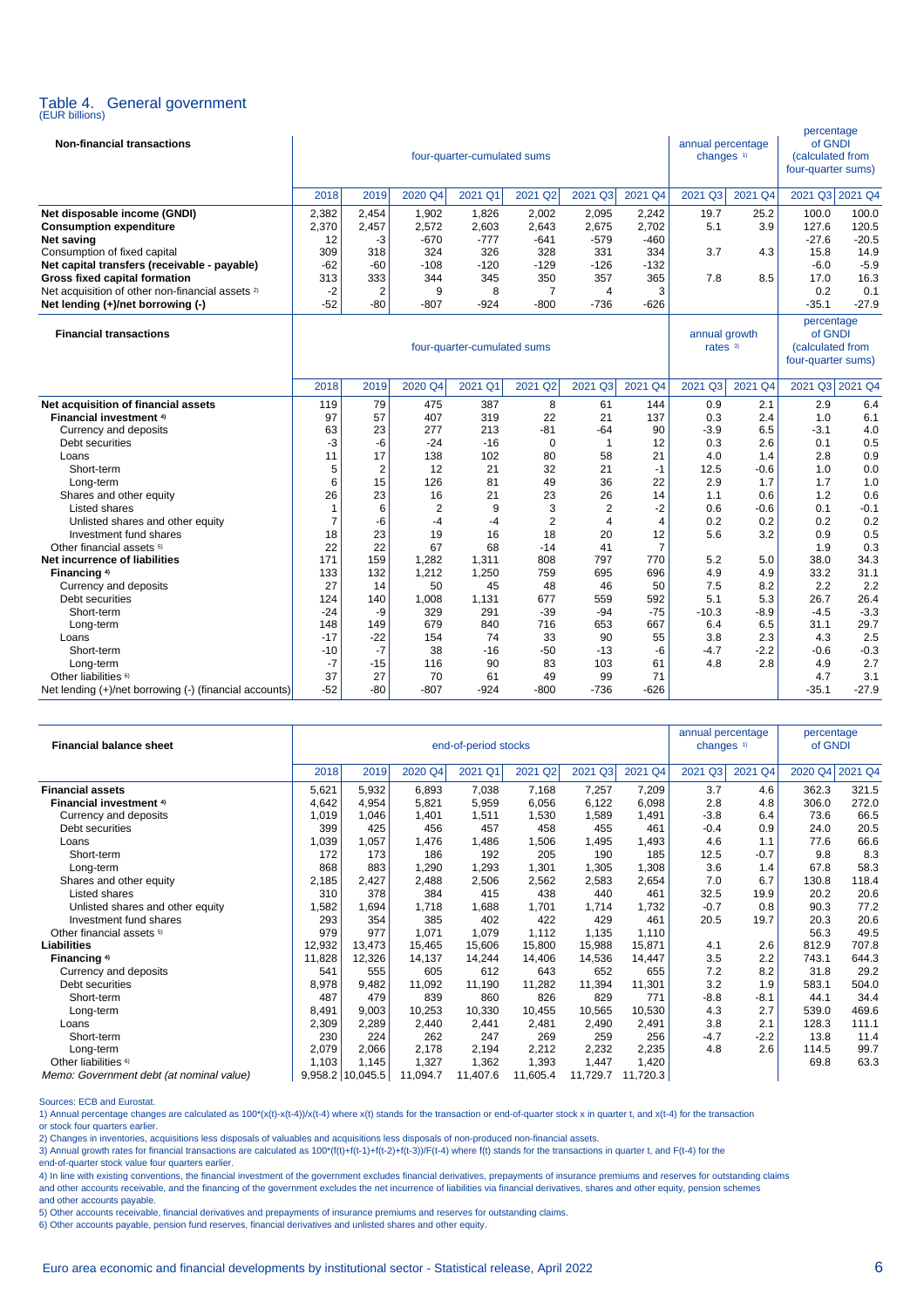# Table 4. General government

(EUR billions)

| Non-financial transactions | four-quarter-cumulated sums | | | | | | | annual percentage changes [1] | | percentage of GNDI (calculated from four-quarter sums) | |
|---|---|---|---|---|---|---|---|---|---|---|---|
| | 2018 | 2019 | 2020 Q4 | 2021 Q1 | 2021 Q2 | 2021 Q3 | 2021 Q4 | 2021 Q3 | 2021 Q4 | 2021 Q3 | 2021 Q4 |
| **Net disposable income (GNDI)** | 2,382 | 2,454 | 1,902 | 1,826 | 2,002 | 2,095 | 2,242 | 19.7 | 25.2 | 100.0 | 100.0 |
| **Consumption expenditure** | 2,370 | 2,457 | 2,572 | 2,603 | 2,643 | 2,675 | 2,702 | 5.1 | 3.9 | 127.6 | 120.5 |
| **Net saving** | 12 | -3 | -670 | -777 | -641 | -579 | -460 | | | -27.6 | -20.5 |
| Consumption of fixed capital | 309 | 318 | 324 | 326 | 328 | 331 | 334 | 3.7 | 4.3 | 15.8 | 14.9 |
| **Net capital transfers (receivable - payable)** | -62 | -60 | -108 | -120 | -129 | -126 | -132 | | | -6.0 | -5.9 |
| **Gross fixed capital formation** | 313 | 333 | 344 | 345 | 350 | 357 | 365 | 7.8 | 8.5 | 17.0 | 16.3 |
| Net acquisition of other non-financial assets [2] | -2 | 2 | 9 | 8 | 7 | 4 | 3 | | | 0.2 | 0.1 |
| **Net lending (+)/net borrowing (-)** | -52 | -80 | -807 | -924 | -800 | -736 | -626 | | | -35.1 | -27.9 |

| Financial transactions | four-quarter-cumulated sums | | | | | | | annual growth rates [3] | | percentage of GNDI (calculated from four-quarter sums) | |
|---|---|---|---|---|---|---|---|---|---|---|---|
| | 2018 | 2019 | 2020 Q4 | 2021 Q1 | 2021 Q2 | 2021 Q3 | 2021 Q4 | 2021 Q3 | 2021 Q4 | 2021 Q3 | 2021 Q4 |
| **Net acquisition of financial assets** | 119 | 79 | 475 | 387 | 8 | 61 | 144 | 0.9 | 2.1 | 2.9 | 6.4 |
| **Financial investment** [4] | 97 | 57 | 407 | 319 | 22 | 21 | 137 | 0.3 | 2.4 | 1.0 | 6.1 |
| Currency and deposits | 63 | 23 | 277 | 213 | -81 | -64 | 90 | -3.9 | 6.5 | -3.1 | 4.0 |
| Debt securities | -3 | -6 | -24 | -16 | 0 | 1 | 12 | 0.3 | 2.6 | 0.1 | 0.5 |
| Loans | 11 | 17 | 138 | 102 | 80 | 58 | 21 | 4.0 | 1.4 | 2.8 | 0.9 |
| Short-term | 5 | 2 | 12 | 21 | 32 | 21 | -1 | 12.5 | -0.6 | 1.0 | 0.0 |
| Long-term | 6 | 15 | 126 | 81 | 49 | 36 | 22 | 2.9 | 1.7 | 1.7 | 1.0 |
| Shares and other equity | 26 | 23 | 16 | 21 | 23 | 26 | 14 | 1.1 | 0.6 | 1.2 | 0.6 |
| Listed shares | 1 | 6 | 2 | 9 | 3 | 2 | -2 | 0.6 | -0.6 | 0.1 | -0.1 |
| Unlisted shares and other equity | 7 | -6 | -4 | -4 | 2 | 4 | 4 | 0.2 | 0.2 | 0.2 | 0.2 |
| Investment fund shares | 18 | 23 | 19 | 16 | 18 | 20 | 12 | 5.6 | 3.2 | 0.9 | 0.5 |
| Other financial assets [5] | 22 | 22 | 67 | 68 | -14 | 41 | 7 | | | 1.9 | 0.3 |
| **Net incurrence of liabilities** | 171 | 159 | 1,282 | 1,311 | 808 | 797 | 770 | 5.2 | 5.0 | 38.0 | 34.3 |
| **Financing** [4] | 133 | 132 | 1,212 | 1,250 | 759 | 695 | 696 | 4.9 | 4.9 | 33.2 | 31.1 |
| Currency and deposits | 27 | 14 | 50 | 45 | 48 | 46 | 50 | 7.5 | 8.2 | 2.2 | 2.2 |
| Debt securities | 124 | 140 | 1,008 | 1,131 | 677 | 559 | 592 | 5.1 | 5.3 | 26.7 | 26.4 |
| Short-term | -24 | -9 | 329 | 291 | -39 | -94 | -75 | -10.3 | -8.9 | -4.5 | -3.3 |
| Long-term | 148 | 149 | 679 | 840 | 716 | 653 | 667 | 6.4 | 6.5 | 31.1 | 29.7 |
| Loans | -17 | -22 | 154 | 74 | 33 | 90 | 55 | 3.8 | 2.3 | 4.3 | 2.5 |
| Short-term | -10 | -7 | 38 | -16 | -50 | -13 | -6 | -4.7 | -2.2 | -0.6 | -0.3 |
| Long-term | -7 | -15 | 116 | 90 | 83 | 103 | 61 | 4.8 | 2.8 | 4.9 | 2.7 |
| Other liabilities [6] | 37 | 27 | 70 | 61 | 49 | 99 | 71 | | | 4.7 | 3.1 |
| Net lending (+)/net borrowing (-) (financial accounts) | -52 | -80 | -807 | -924 | -800 | -736 | -626 | | | -35.1 | -27.9 |

| Financial balance sheet | end-of-period stocks | | | | | | | annual percentage changes [1] | | percentage of GNDI | |
|---|---|---|---|---|---|---|---|---|---|---|---|
| | 2018 | 2019 | 2020 Q4 | 2021 Q1 | 2021 Q2 | 2021 Q3 | 2021 Q4 | 2021 Q3 | 2021 Q4 | 2020 Q4 | 2021 Q4 |
| **Financial assets** | 5,621 | 5,932 | 6,893 | 7,038 | 7,168 | 7,257 | 7,209 | 3.7 | 4.6 | 362.3 | 321.5 |
| **Financial investment** [4] | 4,642 | 4,954 | 5,821 | 5,959 | 6,056 | 6,122 | 6,098 | 2.8 | 4.8 | 306.0 | 272.0 |
| Currency and deposits | 1,019 | 1,046 | 1,401 | 1,511 | 1,530 | 1,589 | 1,491 | -3.8 | 6.4 | 73.6 | 66.5 |
| Debt securities | 399 | 425 | 456 | 457 | 458 | 455 | 461 | -0.4 | 0.9 | 24.0 | 20.5 |
| Loans | 1,039 | 1,057 | 1,476 | 1,486 | 1,506 | 1,495 | 1,493 | 4.6 | 1.1 | 77.6 | 66.6 |
| Short-term | 172 | 173 | 186 | 192 | 205 | 190 | 185 | 12.5 | -0.7 | 9.8 | 8.3 |
| Long-term | 868 | 883 | 1,290 | 1,293 | 1,301 | 1,305 | 1,308 | 3.6 | 1.4 | 67.8 | 58.3 |
| Shares and other equity | 2,185 | 2,427 | 2,488 | 2,506 | 2,562 | 2,583 | 2,654 | 7.0 | 6.7 | 130.8 | 118.4 |
| Listed shares | 310 | 378 | 384 | 415 | 438 | 440 | 461 | 32.5 | 19.9 | 20.2 | 20.6 |
| Unlisted shares and other equity | 1,582 | 1,694 | 1,718 | 1,688 | 1,701 | 1,714 | 1,732 | -0.7 | 0.8 | 90.3 | 77.2 |
| Investment fund shares | 293 | 354 | 385 | 402 | 422 | 429 | 461 | 20.5 | 19.7 | 20.3 | 20.6 |
| Other financial assets [5] | 979 | 977 | 1,071 | 1,079 | 1,112 | 1,135 | 1,110 | | | 56.3 | 49.5 |
| **Liabilities** | 12,932 | 13,473 | 15,465 | 15,606 | 15,800 | 15,988 | 15,871 | 4.1 | 2.6 | 812.9 | 707.8 |
| **Financing** [4] | 11,828 | 12,326 | 14,137 | 14,244 | 14,406 | 14,536 | 14,447 | 3.5 | 2.2 | 743.1 | 644.3 |
| Currency and deposits | 541 | 555 | 605 | 612 | 643 | 652 | 655 | 7.2 | 8.2 | 31.8 | 29.2 |
| Debt securities | 8,978 | 9,482 | 11,092 | 11,190 | 11,282 | 11,394 | 11,301 | 3.2 | 1.9 | 583.1 | 504.0 |
| Short-term | 487 | 479 | 839 | 860 | 826 | 829 | 771 | -8.8 | -8.1 | 44.1 | 34.4 |
| Long-term | 8,491 | 9,003 | 10,253 | 10,330 | 10,455 | 10,565 | 10,530 | 4.3 | 2.7 | 539.0 | 469.6 |
| Loans | 2,309 | 2,289 | 2,440 | 2,441 | 2,481 | 2,490 | 2,491 | 3.8 | 2.1 | 128.3 | 111.1 |
| Short-term | 230 | 224 | 262 | 247 | 269 | 259 | 256 | -4.7 | -2.2 | 13.8 | 11.4 |
| Long-term | 2,079 | 2,066 | 2,178 | 2,194 | 2,212 | 2,232 | 2,235 | 4.8 | 2.6 | 114.5 | 99.7 |
| Other liabilities [6] | 1,103 | 1,145 | 1,327 | 1,362 | 1,393 | 1,447 | 1,420 | | | 69.8 | 63.3 |
| *Memo: Government debt (at nominal value)* | 9,958.2 | 10,045.5 | 11,094.7 | 11,407.6 | 11,605.4 | 11,729.7 | 11,720.3 | | | | |

Sources: ECB and Eurostat.

1) Annual percentage changes are calculated as 100*(x(t)-x(t-4))/x(t-4) where x(t) stands for the transaction or end-of-quarter stock x in quarter t, and x(t-4) for the transaction or stock four quarters earlier.

2) Changes in inventories, acquisitions less disposals of valuables and acquisitions less disposals of non-produced non-financial assets.

3) Annual growth rates for financial transactions are calculated as 100*(f(t)+f(t-1)+f(t-2)+f(t-3))/F(t-4) where f(t) stands for the transactions in quarter t, and F(t-4) for the end-of-quarter stock value four quarters earlier.

4) In line with existing conventions, the financial investment of the government excludes financial derivatives, prepayments of insurance premiums and reserves for outstanding claims and other accounts receivable, and the financing of the government excludes the net incurrence of liabilities via financial derivatives, shares and other equity, pension schemes and other accounts payable.

5) Other accounts receivable, financial derivatives and prepayments of insurance premiums and reserves for outstanding claims.

6) Other accounts payable, pension fund reserves, financial derivatives and unlisted shares and other equity.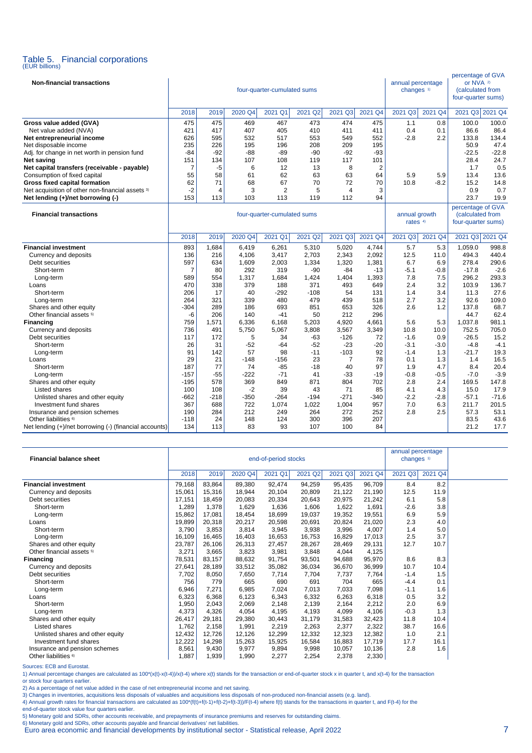# Table 5. Financial corporations

(EUR billions)

| Non-financial transactions | four-quarter-cumulated sums | | | | | | | annual percentage changes [1] | | percentage of GVA or NVA [2] (calculated from four-quarter sums) | |
|---|---|---|---|---|---|---|---|---|---|---|---|
| | 2018 | 2019 | 2020 Q4 | 2021 Q1 | 2021 Q2 | 2021 Q3 | 2021 Q4 | 2021 Q3 | 2021 Q4 | 2021 Q3 | 2021 Q4 |
| **Gross value added (GVA)** | 475 | 475 | 469 | 467 | 473 | 474 | 475 | 1.1 | 0.8 | 100.0 | 100.0 |
| Net value added (NVA) | 421 | 417 | 407 | 405 | 410 | 411 | 411 | 0.4 | 0.1 | 86.6 | 86.4 |
| **Net entrepreneurial income** | 626 | 595 | 532 | 517 | 553 | 549 | 552 | -2.8 | 2.2 | 133.8 | 134.4 |
| Net disposable income | 235 | 226 | 195 | 196 | 208 | 209 | 195 | | | 50.9 | 47.4 |
| Adj. for change in net worth in pension fund | -84 | -92 | -88 | -89 | -90 | -92 | -93 | | | -22.5 | -22.8 |
| **Net saving** | 151 | 134 | 107 | 108 | 119 | 117 | 101 | | | 28.4 | 24.7 |
| **Net capital transfers (receivable - payable)** | 7 | -5 | 6 | 12 | 13 | 8 | 2 | | | 1.7 | 0.5 |
| Consumption of fixed capital | 55 | 58 | 61 | 62 | 63 | 63 | 64 | 5.9 | 5.9 | 13.4 | 13.6 |
| **Gross fixed capital formation** | 62 | 71 | 68 | 67 | 70 | 72 | 70 | 10.8 | -8.2 | 15.2 | 14.8 |
| Net acquisition of other non-financial assets [3] | -2 | 4 | 3 | 2 | 5 | 4 | 3 | | | 0.9 | 0.7 |
| **Net lending (+)/net borrowing (-)** | 153 | 113 | 103 | 113 | 119 | 112 | 94 | | | 23.7 | 19.9 |

| Financial transactions | four-quarter-cumulated sums | | | | | | | annual growth rates [4] | | percentage of GVA (calculated from four-quarter sums) | |
|---|---|---|---|---|---|---|---|---|---|---|---|
| | 2018 | 2019 | 2020 Q4 | 2021 Q1 | 2021 Q2 | 2021 Q3 | 2021 Q4 | 2021 Q3 | 2021 Q4 | 2021 Q3 | 2021 Q4 |
| **Financial investment** | 893 | 1,684 | 6,419 | 6,261 | 5,310 | 5,020 | 4,744 | 5.7 | 5.3 | 1,059.0 | 998.8 |
| Currency and deposits | 136 | 216 | 4,106 | 3,417 | 2,703 | 2,343 | 2,092 | 12.5 | 11.0 | 494.3 | 440.4 |
| Debt securities | 597 | 634 | 1,609 | 2,003 | 1,334 | 1,320 | 1,381 | 6.7 | 6.9 | 278.4 | 290.6 |
| Short-term | 7 | 80 | 292 | 319 | -90 | -84 | -13 | -5.1 | -0.8 | -17.8 | -2.6 |
| Long-term | 589 | 554 | 1,317 | 1,684 | 1,424 | 1,404 | 1,393 | 7.8 | 7.5 | 296.2 | 293.3 |
| Loans | 470 | 338 | 379 | 188 | 371 | 493 | 649 | 2.4 | 3.2 | 103.9 | 136.7 |
| Short-term | 206 | 17 | 40 | -292 | -108 | 54 | 131 | 1.4 | 3.4 | 11.3 | 27.6 |
| Long-term | 264 | 321 | 339 | 480 | 479 | 439 | 518 | 2.7 | 3.2 | 92.6 | 109.0 |
| Shares and other equity | -304 | 289 | 186 | 693 | 851 | 653 | 326 | 2.6 | 1.2 | 137.8 | 68.7 |
| Other financial assets [5] | -6 | 206 | 140 | -41 | 50 | 212 | 296 | | | 44.7 | 62.4 |
| **Financing** | 759 | 1,571 | 6,336 | 6,168 | 5,203 | 4,920 | 4,661 | 5.6 | 5.3 | 1,037.8 | 981.1 |
| Currency and deposits | 736 | 491 | 5,750 | 5,067 | 3,808 | 3,567 | 3,349 | 10.8 | 10.0 | 752.5 | 705.0 |
| Debt securities | 117 | 172 | 5 | 34 | -63 | -126 | 72 | -1.6 | 0.9 | -26.5 | 15.2 |
| Short-term | 26 | 31 | -52 | -64 | -52 | -23 | -20 | -3.1 | -3.0 | -4.8 | -4.1 |
| Long-term | 91 | 142 | 57 | 98 | -11 | -103 | 92 | -1.4 | 1.3 | -21.7 | 19.3 |
| Loans | 29 | 21 | -148 | -156 | 23 | 7 | 78 | 0.1 | 1.3 | 1.4 | 16.5 |
| Short-term | 187 | 77 | 74 | -85 | -18 | 40 | 97 | 1.9 | 4.7 | 8.4 | 20.4 |
| Long-term | -157 | -55 | -222 | -71 | 41 | -33 | -19 | -0.8 | -0.5 | -7.0 | -3.9 |
| Shares and other equity | -195 | 578 | 369 | 849 | 871 | 804 | 702 | 2.8 | 2.4 | 169.5 | 147.8 |
| Listed shares | 100 | 108 | -2 | 39 | 43 | 71 | 85 | 4.1 | 4.3 | 15.0 | 17.9 |
| Unlisted shares and other equity | -662 | -218 | -350 | -264 | -194 | -271 | -340 | -2.2 | -2.8 | -57.1 | -71.6 |
| Investment fund shares | 367 | 688 | 722 | 1,074 | 1,022 | 1,004 | 957 | 7.0 | 6.3 | 211.7 | 201.5 |
| Insurance and pension schemes | 190 | 284 | 212 | 249 | 264 | 272 | 252 | 2.8 | 2.5 | 57.3 | 53.1 |
| Other liabilities [6] | -118 | 24 | 148 | 124 | 300 | 396 | 207 | | | 83.5 | 43.6 |
| Net lending (+)/net borrowing (-) (financial accounts) | 134 | 113 | 83 | 93 | 107 | 100 | 84 | | | 21.2 | 17.7 |

| Financial balance sheet | end-of-period stocks | | | | | | | annual percentage changes [1] | |
|---|---|---|---|---|---|---|---|---|---|
| | 2018 | 2019 | 2020 Q4 | 2021 Q1 | 2021 Q2 | 2021 Q3 | 2021 Q4 | 2021 Q3 | 2021 Q4 |
| **Financial investment** | 79,168 | 83,864 | 89,380 | 92,474 | 94,259 | 95,435 | 96,709 | 8.4 | 8.2 |
| Currency and deposits | 15,061 | 15,316 | 18,944 | 20,104 | 20,809 | 21,122 | 21,190 | 12.5 | 11.9 |
| Debt securities | 17,151 | 18,459 | 20,083 | 20,334 | 20,643 | 20,975 | 21,242 | 6.1 | 5.8 |
| Short-term | 1,289 | 1,378 | 1,629 | 1,636 | 1,606 | 1,622 | 1,691 | -2.6 | 3.8 |
| Long-term | 15,862 | 17,081 | 18,454 | 18,699 | 19,037 | 19,352 | 19,551 | 6.9 | 5.9 |
| Loans | 19,899 | 20,318 | 20,217 | 20,598 | 20,691 | 20,824 | 21,020 | 2.3 | 4.0 |
| Short-term | 3,790 | 3,853 | 3,814 | 3,945 | 3,938 | 3,996 | 4,007 | 1.4 | 5.0 |
| Long-term | 16,109 | 16,465 | 16,403 | 16,653 | 16,753 | 16,829 | 17,013 | 2.5 | 3.7 |
| Shares and other equity | 23,787 | 26,106 | 26,313 | 27,457 | 28,267 | 28,469 | 29,131 | 12.7 | 10.7 |
| Other financial assets [5] | 3,271 | 3,665 | 3,823 | 3,981 | 3,848 | 4,044 | 4,125 | | |
| **Financing** | 78,531 | 83,157 | 88,632 | 91,754 | 93,501 | 94,688 | 95,970 | 8.6 | 8.3 |
| Currency and deposits | 27,641 | 28,189 | 33,512 | 35,082 | 36,034 | 36,670 | 36,999 | 10.7 | 10.4 |
| Debt securities | 7,702 | 8,050 | 7,650 | 7,714 | 7,704 | 7,737 | 7,764 | -1.4 | 1.5 |
| Short-term | 756 | 779 | 665 | 690 | 691 | 704 | 665 | -4.4 | 0.1 |
| Long-term | 6,946 | 7,271 | 6,985 | 7,024 | 7,013 | 7,033 | 7,098 | -1.1 | 1.6 |
| Loans | 6,323 | 6,368 | 6,123 | 6,343 | 6,332 | 6,263 | 6,318 | 0.5 | 3.2 |
| Short-term | 1,950 | 2,043 | 2,069 | 2,148 | 2,139 | 2,164 | 2,212 | 2.0 | 6.9 |
| Long-term | 4,373 | 4,326 | 4,054 | 4,195 | 4,193 | 4,099 | 4,106 | -0.3 | 1.3 |
| Shares and other equity | 26,417 | 29,181 | 29,380 | 30,443 | 31,179 | 31,583 | 32,423 | 11.8 | 10.4 |
| Listed shares | 1,762 | 2,158 | 1,991 | 2,219 | 2,263 | 2,377 | 2,322 | 38.7 | 16.6 |
| Unlisted shares and other equity | 12,432 | 12,726 | 12,126 | 12,299 | 12,332 | 12,323 | 12,382 | 1.0 | 2.1 |
| Investment fund shares | 12,222 | 14,298 | 15,263 | 15,925 | 16,584 | 16,883 | 17,719 | 17.7 | 16.1 |
| Insurance and pension schemes | 8,561 | 9,430 | 9,977 | 9,894 | 9,998 | 10,057 | 10,136 | 2.8 | 1.6 |
| Other liabilities [6] | 1,887 | 1,939 | 1,990 | 2,277 | 2,254 | 2,378 | 2,330 | | |

Sources: ECB and Eurostat.

1) Annual percentage changes are calculated as 100*(x(t)-x(t-4))/x(t-4) where x(t) stands for the transaction or end-of-quarter stock x in quarter t, and x(t-4) for the transaction or stock four quarters earlier.

2) As a percentage of net value added in the case of net entrepreneurial income and net saving.

3) Changes in inventories, acquisitions less disposals of valuables and acquisitions less disposals of non-produced non-financial assets (e.g. land).

4) Annual growth rates for financial transactions are calculated as 100*(f(t)+f(t-1)+f(t-2)+f(t-3))/F(t-4) where f(t) stands for the transactions in quarter t, and F(t-4) for the end-of-quarter stock value four quarters earlier.

5) Monetary gold and SDRs, other accounts receivable, and prepayments of insurance premiums and reserves for outstanding claims.

6) Monetary gold and SDRs, other accounts payable and financial derivatives' net liabilities.